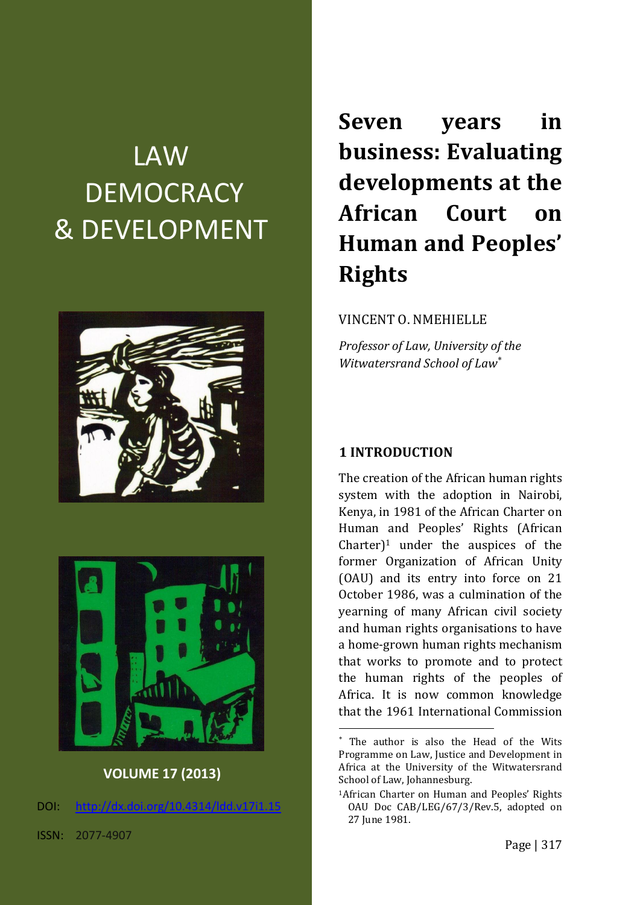LAW DEMOCRACY & DEVELOPMENT

VOLUME 17 (2013)

DOI: http://dx.doi.org/10.4314/ldd.v17i1.15

ISSN: 2077-4907

# Seven years in business: Evaluating developments at the African Court on Human and Peoples' Rights

VINCENT O. NMEHIELLE

*Professor of Law, University of the Witwatersrand School of Law*[*]

## 1 INTRODUCTION

The creation of the African human rights system with the adoption in Nairobi, Kenya, in 1981 of the African Charter on Human and Peoples' Rights (African Charter)[1] under the auspices of the former Organization of African Unity (OAU) and its entry into force on 21 October 1986, was a culmination of the yearning of many African civil society and human rights organisations to have a home-grown human rights mechanism that works to promote and to protect the human rights of the peoples of Africa. It is now common knowledge that the 1961 International Commission

---

[*] The author is also the Head of the Wits Programme on Law, Justice and Development in Africa at the University of the Witwatersrand School of Law, Johannesburg.

[1] African Charter on Human and Peoples' Rights OAU Doc CAB/LEG/67/3/Rev.5, adopted on 27 June 1981.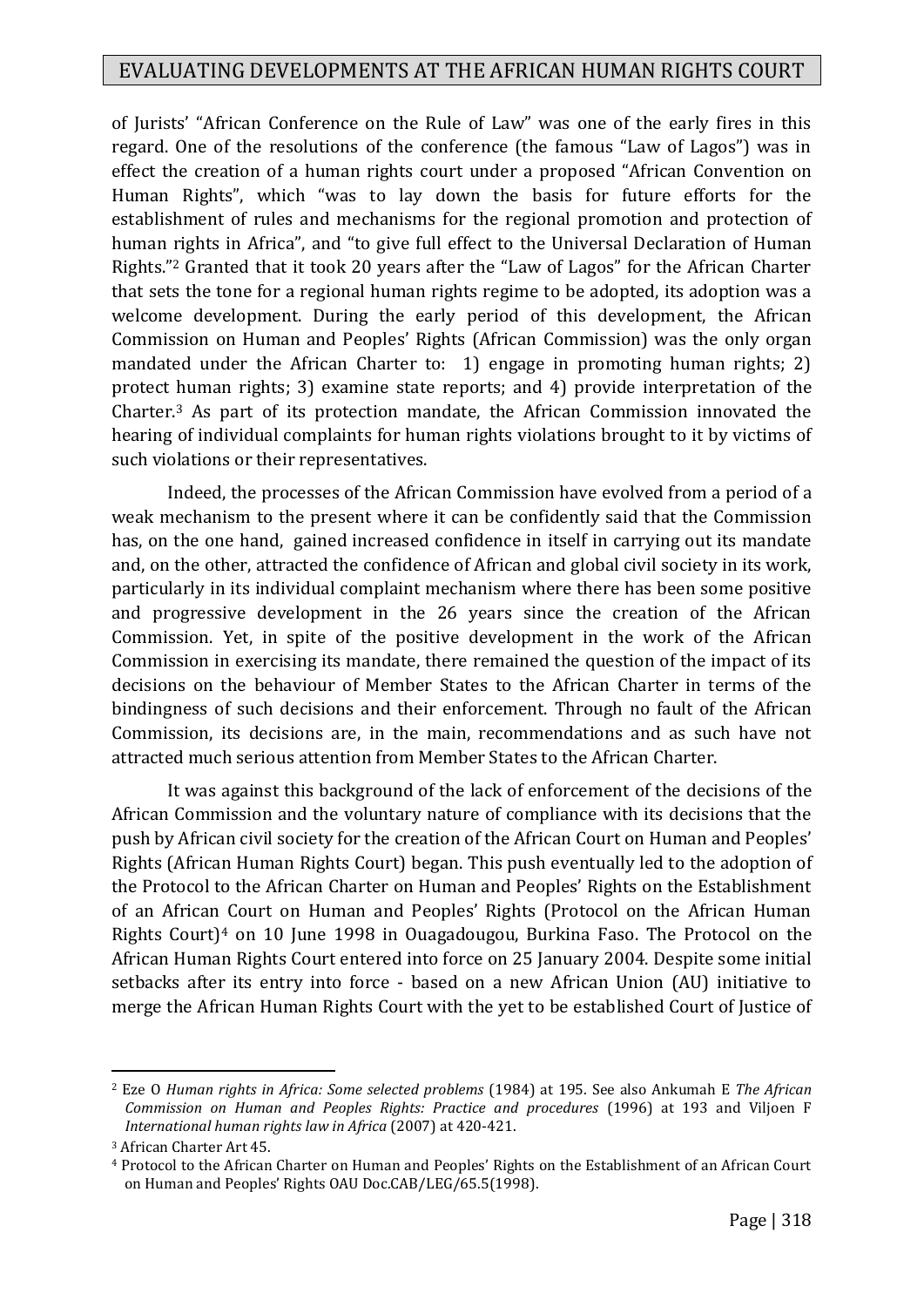of Jurists' "African Conference on the Rule of Law" was one of the early fires in this regard. One of the resolutions of the conference (the famous "Law of Lagos") was in effect the creation of a human rights court under a proposed "African Convention on Human Rights", which "was to lay down the basis for future efforts for the establishment of rules and mechanisms for the regional promotion and protection of human rights in Africa", and "to give full effect to the Universal Declaration of Human Rights."[2] Granted that it took 20 years after the "Law of Lagos" for the African Charter that sets the tone for a regional human rights regime to be adopted, its adoption was a welcome development. During the early period of this development, the African Commission on Human and Peoples' Rights (African Commission) was the only organ mandated under the African Charter to: 1) engage in promoting human rights; 2) protect human rights; 3) examine state reports; and 4) provide interpretation of the Charter.[3] As part of its protection mandate, the African Commission innovated the hearing of individual complaints for human rights violations brought to it by victims of such violations or their representatives.

Indeed, the processes of the African Commission have evolved from a period of a weak mechanism to the present where it can be confidently said that the Commission has, on the one hand, gained increased confidence in itself in carrying out its mandate and, on the other, attracted the confidence of African and global civil society in its work, particularly in its individual complaint mechanism where there has been some positive and progressive development in the 26 years since the creation of the African Commission. Yet, in spite of the positive development in the work of the African Commission in exercising its mandate, there remained the question of the impact of its decisions on the behaviour of Member States to the African Charter in terms of the bindingness of such decisions and their enforcement. Through no fault of the African Commission, its decisions are, in the main, recommendations and as such have not attracted much serious attention from Member States to the African Charter.

It was against this background of the lack of enforcement of the decisions of the African Commission and the voluntary nature of compliance with its decisions that the push by African civil society for the creation of the African Court on Human and Peoples' Rights (African Human Rights Court) began. This push eventually led to the adoption of the Protocol to the African Charter on Human and Peoples' Rights on the Establishment of an African Court on Human and Peoples' Rights (Protocol on the African Human Rights Court)[4] on 10 June 1998 in Ouagadougou, Burkina Faso. The Protocol on the African Human Rights Court entered into force on 25 January 2004. Despite some initial setbacks after its entry into force - based on a new African Union (AU) initiative to merge the African Human Rights Court with the yet to be established Court of Justice of

---

[2] Eze O *Human rights in Africa: Some selected problems* (1984) at 195. See also Ankumah E *The African Commission on Human and Peoples Rights: Practice and procedures* (1996) at 193 and Viljoen F *International human rights law in Africa* (2007) at 420-421.

[3] African Charter Art 45.

[4] Protocol to the African Charter on Human and Peoples' Rights on the Establishment of an African Court on Human and Peoples' Rights OAU Doc.CAB/LEG/65.5(1998).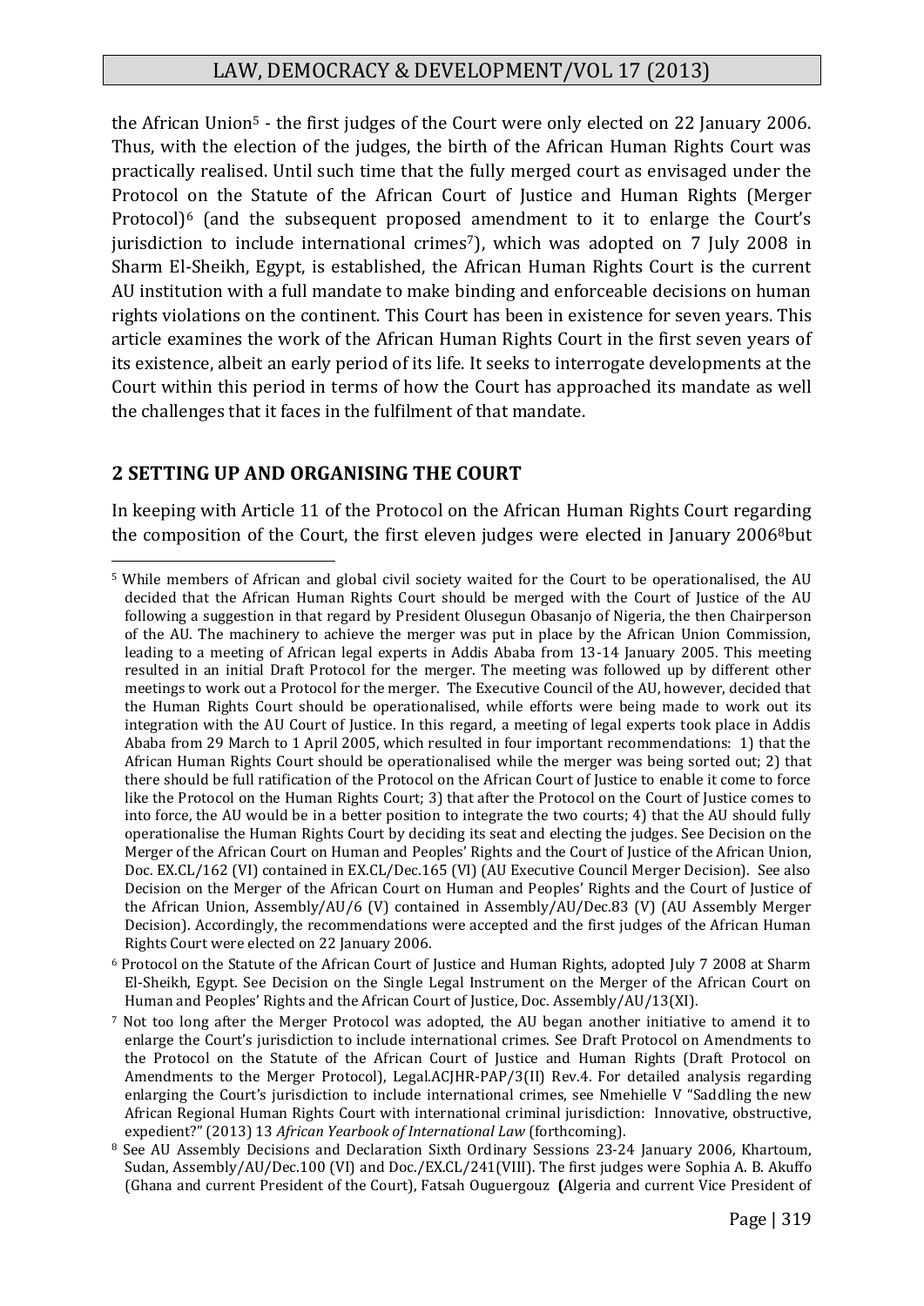the African Union[5] - the first judges of the Court were only elected on 22 January 2006. Thus, with the election of the judges, the birth of the African Human Rights Court was practically realised. Until such time that the fully merged court as envisaged under the Protocol on the Statute of the African Court of Justice and Human Rights (Merger Protocol)[6] (and the subsequent proposed amendment to it to enlarge the Court's jurisdiction to include international crimes[7]), which was adopted on 7 July 2008 in Sharm El-Sheikh, Egypt, is established, the African Human Rights Court is the current AU institution with a full mandate to make binding and enforceable decisions on human rights violations on the continent. This Court has been in existence for seven years. This article examines the work of the African Human Rights Court in the first seven years of its existence, albeit an early period of its life. It seeks to interrogate developments at the Court within this period in terms of how the Court has approached its mandate as well the challenges that it faces in the fulfilment of that mandate.

## 2 SETTING UP AND ORGANISING THE COURT

In keeping with Article 11 of the Protocol on the African Human Rights Court regarding the composition of the Court, the first eleven judges were elected in January 2006[8]but

---

[5] While members of African and global civil society waited for the Court to be operationalised, the AU decided that the African Human Rights Court should be merged with the Court of Justice of the AU following a suggestion in that regard by President Olusegun Obasanjo of Nigeria, the then Chairperson of the AU. The machinery to achieve the merger was put in place by the African Union Commission, leading to a meeting of African legal experts in Addis Ababa from 13-14 January 2005. This meeting resulted in an initial Draft Protocol for the merger. The meeting was followed up by different other meetings to work out a Protocol for the merger. The Executive Council of the AU, however, decided that the Human Rights Court should be operationalised, while efforts were being made to work out its integration with the AU Court of Justice. In this regard, a meeting of legal experts took place in Addis Ababa from 29 March to 1 April 2005, which resulted in four important recommendations: 1) that the African Human Rights Court should be operationalised while the merger was being sorted out; 2) that there should be full ratification of the Protocol on the African Court of Justice to enable it come to force like the Protocol on the Human Rights Court; 3) that after the Protocol on the Court of Justice comes to into force, the AU would be in a better position to integrate the two courts; 4) that the AU should fully operationalise the Human Rights Court by deciding its seat and electing the judges. See Decision on the Merger of the African Court on Human and Peoples' Rights and the Court of Justice of the African Union, Doc. EX.CL/162 (VI) contained in EX.CL/Dec.165 (VI) (AU Executive Council Merger Decision). See also Decision on the Merger of the African Court on Human and Peoples' Rights and the Court of Justice of the African Union, Assembly/AU/6 (V) contained in Assembly/AU/Dec.83 (V) (AU Assembly Merger Decision). Accordingly, the recommendations were accepted and the first judges of the African Human Rights Court were elected on 22 January 2006.

[6] Protocol on the Statute of the African Court of Justice and Human Rights, adopted July 7 2008 at Sharm El-Sheikh, Egypt. See Decision on the Single Legal Instrument on the Merger of the African Court on Human and Peoples' Rights and the African Court of Justice, Doc. Assembly/AU/13(XI).

[7] Not too long after the Merger Protocol was adopted, the AU began another initiative to amend it to enlarge the Court's jurisdiction to include international crimes. See Draft Protocol on Amendments to the Protocol on the Statute of the African Court of Justice and Human Rights (Draft Protocol on Amendments to the Merger Protocol), Legal.ACJHR-PAP/3(II) Rev.4. For detailed analysis regarding enlarging the Court's jurisdiction to include international crimes, see Nmehielle V "Saddling the new African Regional Human Rights Court with international criminal jurisdiction: Innovative, obstructive, expedient?" (2013) 13 *African Yearbook of International Law* (forthcoming).

[8] See AU Assembly Decisions and Declaration Sixth Ordinary Sessions 23-24 January 2006, Khartoum, Sudan, Assembly/AU/Dec.100 (VI) and Doc./EX.CL/241(VIII). The first judges were Sophia A. B. Akuffo (Ghana and current President of the Court), Fatsah Ouguergouz **(**Algeria and current Vice President of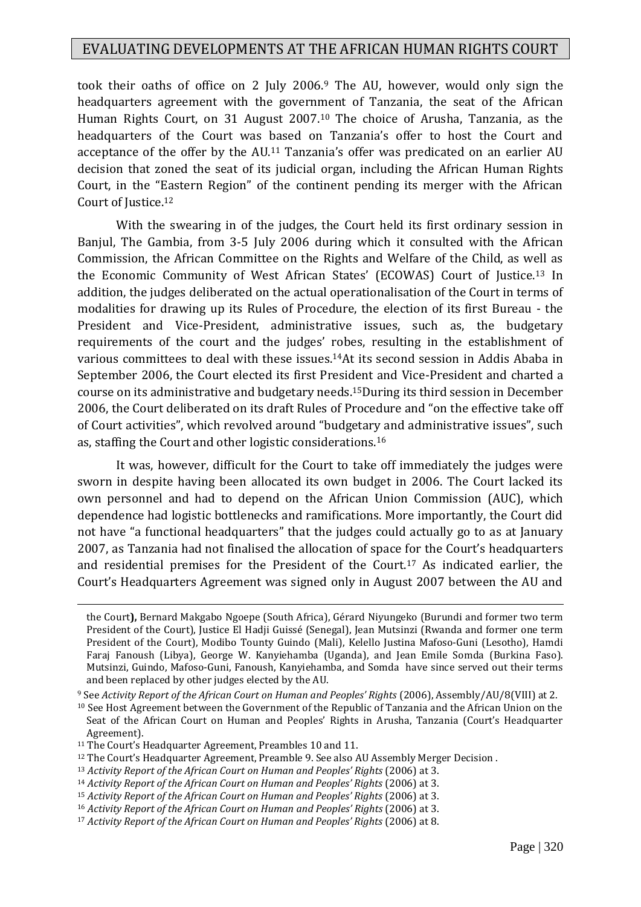took their oaths of office on 2 July 2006.[9] The AU, however, would only sign the headquarters agreement with the government of Tanzania, the seat of the African Human Rights Court, on 31 August 2007.[10] The choice of Arusha, Tanzania, as the headquarters of the Court was based on Tanzania's offer to host the Court and acceptance of the offer by the AU.[11] Tanzania's offer was predicated on an earlier AU decision that zoned the seat of its judicial organ, including the African Human Rights Court, in the "Eastern Region" of the continent pending its merger with the African Court of Justice.[12]

With the swearing in of the judges, the Court held its first ordinary session in Banjul, The Gambia, from 3-5 July 2006 during which it consulted with the African Commission, the African Committee on the Rights and Welfare of the Child, as well as the Economic Community of West African States' (ECOWAS) Court of Justice.[13] In addition, the judges deliberated on the actual operationalisation of the Court in terms of modalities for drawing up its Rules of Procedure, the election of its first Bureau - the President and Vice-President, administrative issues, such as, the budgetary requirements of the court and the judges' robes, resulting in the establishment of various committees to deal with these issues.[14]At its second session in Addis Ababa in September 2006, the Court elected its first President and Vice-President and charted a course on its administrative and budgetary needs.[15]During its third session in December 2006, the Court deliberated on its draft Rules of Procedure and "on the effective take off of Court activities", which revolved around "budgetary and administrative issues", such as, staffing the Court and other logistic considerations.[16]

It was, however, difficult for the Court to take off immediately the judges were sworn in despite having been allocated its own budget in 2006. The Court lacked its own personnel and had to depend on the African Union Commission (AUC), which dependence had logistic bottlenecks and ramifications. More importantly, the Court did not have "a functional headquarters" that the judges could actually go to as at January 2007, as Tanzania had not finalised the allocation of space for the Court's headquarters and residential premises for the President of the Court.[17] As indicated earlier, the Court's Headquarters Agreement was signed only in August 2007 between the AU and

---

the Court**),** Bernard Makgabo Ngoepe (South Africa), Gérard Niyungeko (Burundi and former two term President of the Court), Justice El Hadji Guissé (Senegal), Jean Mutsinzi (Rwanda and former one term President of the Court), Modibo Tounty Guindo (Mali), Kelello Justina Mafoso-Guni (Lesotho), Hamdi Faraj Fanoush (Libya), George W. Kanyiehamba (Uganda), and Jean Emile Somda (Burkina Faso). Mutsinzi, Guindo, Mafoso-Guni, Fanoush, Kanyiehamba, and Somda have since served out their terms and been replaced by other judges elected by the AU.

[9] See *Activity Report of the African Court on Human and Peoples' Rights* (2006), Assembly/AU/8(VIII) at 2.

[10] See Host Agreement between the Government of the Republic of Tanzania and the African Union on the Seat of the African Court on Human and Peoples' Rights in Arusha, Tanzania (Court's Headquarter Agreement).

[11] The Court's Headquarter Agreement, Preambles 10 and 11.

[12] The Court's Headquarter Agreement, Preamble 9. See also AU Assembly Merger Decision .

[13] *Activity Report of the African Court on Human and Peoples' Rights* (2006) at 3.

[14] *Activity Report of the African Court on Human and Peoples' Rights* (2006) at 3.

[15] *Activity Report of the African Court on Human and Peoples' Rights* (2006) at 3.

[16] *Activity Report of the African Court on Human and Peoples' Rights* (2006) at 3.

[17] *Activity Report of the African Court on Human and Peoples' Rights* (2006) at 8.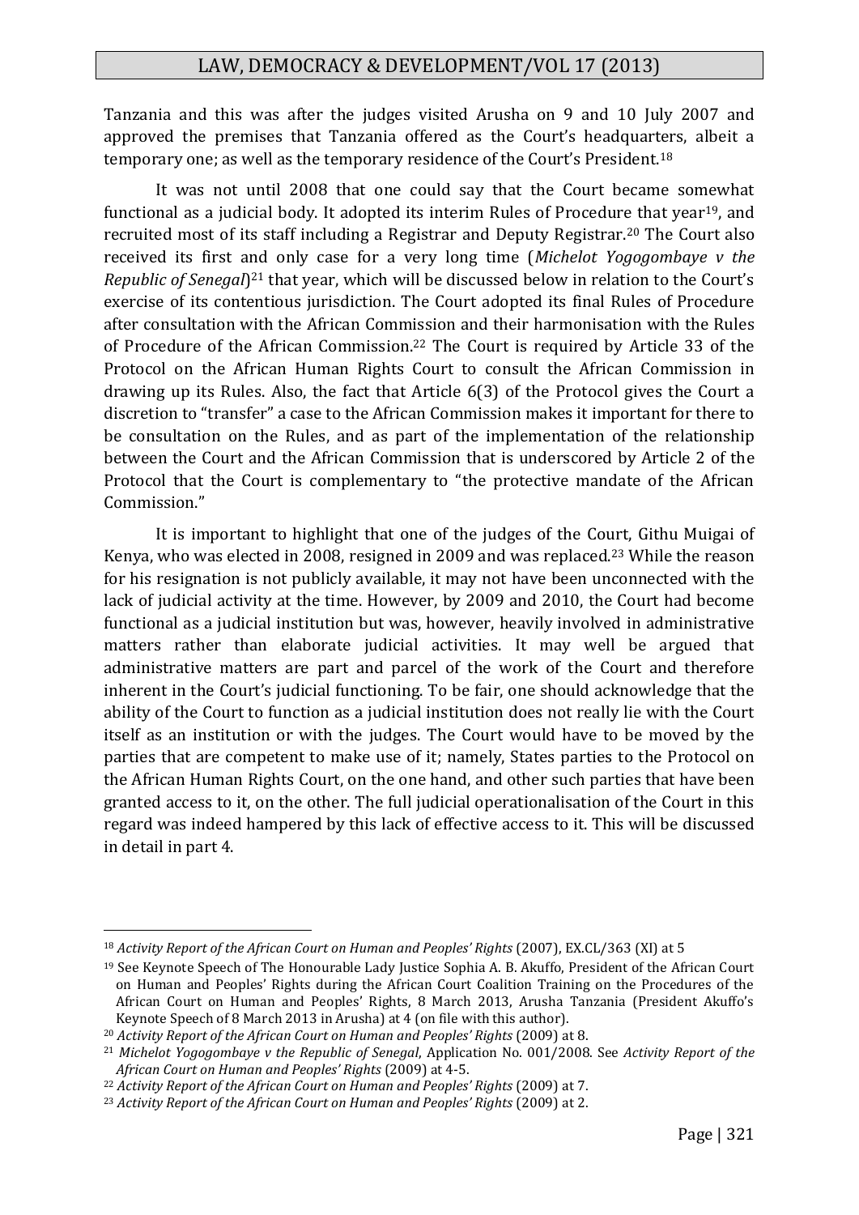Tanzania and this was after the judges visited Arusha on 9 and 10 July 2007 and approved the premises that Tanzania offered as the Court's headquarters, albeit a temporary one; as well as the temporary residence of the Court's President.[18]

It was not until 2008 that one could say that the Court became somewhat functional as a judicial body. It adopted its interim Rules of Procedure that year[19], and recruited most of its staff including a Registrar and Deputy Registrar.[20] The Court also received its first and only case for a very long time (*Michelot Yogogombaye v the Republic of Senegal*)[21] that year, which will be discussed below in relation to the Court's exercise of its contentious jurisdiction. The Court adopted its final Rules of Procedure after consultation with the African Commission and their harmonisation with the Rules of Procedure of the African Commission.[22] The Court is required by Article 33 of the Protocol on the African Human Rights Court to consult the African Commission in drawing up its Rules. Also, the fact that Article 6(3) of the Protocol gives the Court a discretion to "transfer" a case to the African Commission makes it important for there to be consultation on the Rules, and as part of the implementation of the relationship between the Court and the African Commission that is underscored by Article 2 of the Protocol that the Court is complementary to "the protective mandate of the African Commission."

It is important to highlight that one of the judges of the Court, Githu Muigai of Kenya, who was elected in 2008, resigned in 2009 and was replaced.[23] While the reason for his resignation is not publicly available, it may not have been unconnected with the lack of judicial activity at the time. However, by 2009 and 2010, the Court had become functional as a judicial institution but was, however, heavily involved in administrative matters rather than elaborate judicial activities. It may well be argued that administrative matters are part and parcel of the work of the Court and therefore inherent in the Court's judicial functioning. To be fair, one should acknowledge that the ability of the Court to function as a judicial institution does not really lie with the Court itself as an institution or with the judges. The Court would have to be moved by the parties that are competent to make use of it; namely, States parties to the Protocol on the African Human Rights Court, on the one hand, and other such parties that have been granted access to it, on the other. The full judicial operationalisation of the Court in this regard was indeed hampered by this lack of effective access to it. This will be discussed in detail in part 4.

---

[18] *Activity Report of the African Court on Human and Peoples' Rights* (2007), EX.CL/363 (XI) at 5

[19] See Keynote Speech of The Honourable Lady Justice Sophia A. B. Akuffo, President of the African Court on Human and Peoples' Rights during the African Court Coalition Training on the Procedures of the African Court on Human and Peoples' Rights, 8 March 2013, Arusha Tanzania (President Akuffo's Keynote Speech of 8 March 2013 in Arusha) at 4 (on file with this author).

[20] *Activity Report of the African Court on Human and Peoples' Rights* (2009) at 8.

[21] *Michelot Yogogombaye v the Republic of Senegal*, Application No. 001/2008. See *Activity Report of the African Court on Human and Peoples' Rights* (2009) at 4-5.

[22] *Activity Report of the African Court on Human and Peoples' Rights* (2009) at 7.

[23] *Activity Report of the African Court on Human and Peoples' Rights* (2009) at 2.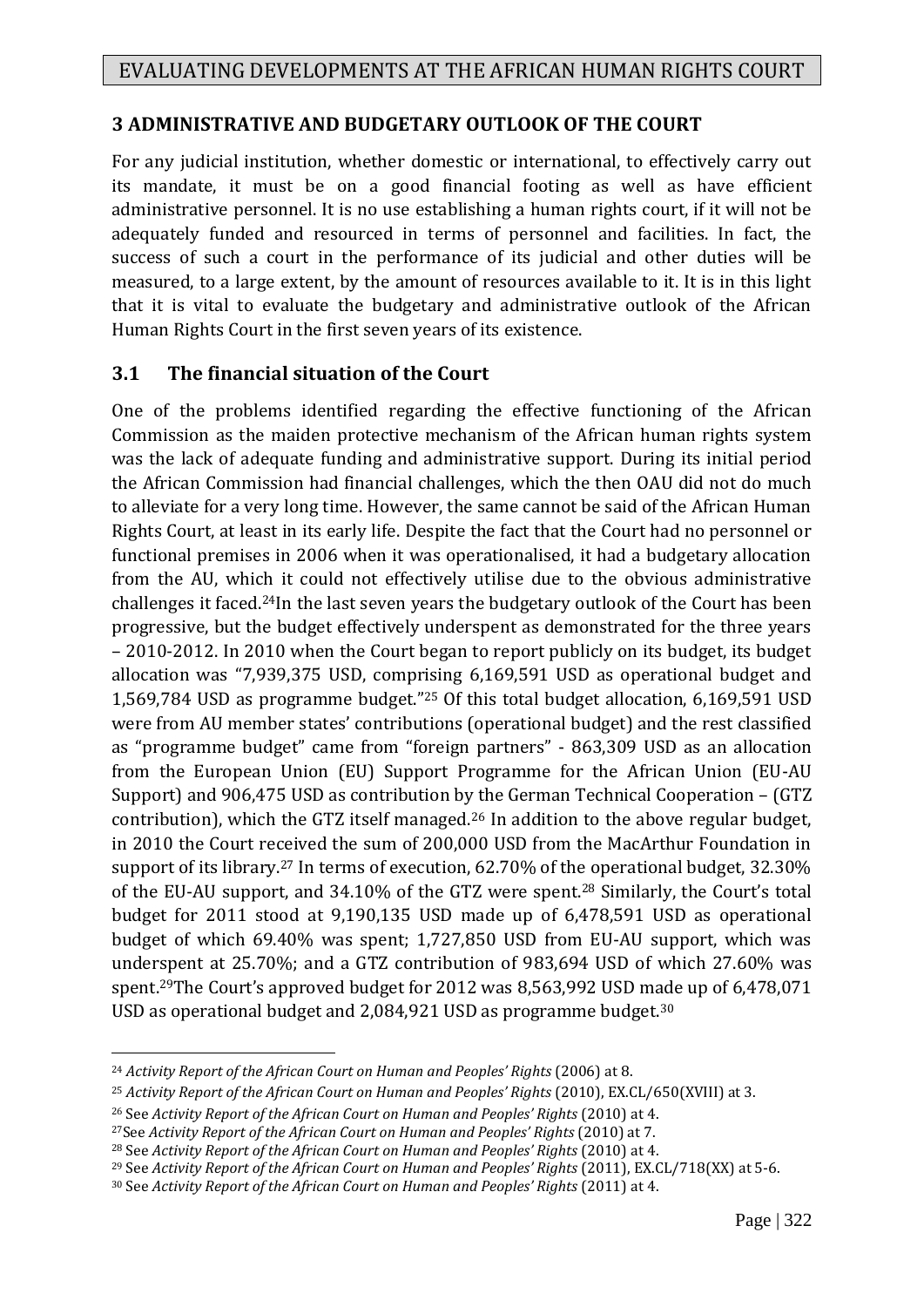## 3 ADMINISTRATIVE AND BUDGETARY OUTLOOK OF THE COURT

For any judicial institution, whether domestic or international, to effectively carry out its mandate, it must be on a good financial footing as well as have efficient administrative personnel. It is no use establishing a human rights court, if it will not be adequately funded and resourced in terms of personnel and facilities. In fact, the success of such a court in the performance of its judicial and other duties will be measured, to a large extent, by the amount of resources available to it. It is in this light that it is vital to evaluate the budgetary and administrative outlook of the African Human Rights Court in the first seven years of its existence.

### 3.1 The financial situation of the Court

One of the problems identified regarding the effective functioning of the African Commission as the maiden protective mechanism of the African human rights system was the lack of adequate funding and administrative support. During its initial period the African Commission had financial challenges, which the then OAU did not do much to alleviate for a very long time. However, the same cannot be said of the African Human Rights Court, at least in its early life. Despite the fact that the Court had no personnel or functional premises in 2006 when it was operationalised, it had a budgetary allocation from the AU, which it could not effectively utilise due to the obvious administrative challenges it faced.[24] In the last seven years the budgetary outlook of the Court has been progressive, but the budget effectively underspent as demonstrated for the three years – 2010-2012. In 2010 when the Court began to report publicly on its budget, its budget allocation was "7,939,375 USD, comprising 6,169,591 USD as operational budget and 1,569,784 USD as programme budget."[25] Of this total budget allocation, 6,169,591 USD were from AU member states' contributions (operational budget) and the rest classified as "programme budget" came from "foreign partners" - 863,309 USD as an allocation from the European Union (EU) Support Programme for the African Union (EU-AU Support) and 906,475 USD as contribution by the German Technical Cooperation – (GTZ contribution), which the GTZ itself managed.[26] In addition to the above regular budget, in 2010 the Court received the sum of 200,000 USD from the MacArthur Foundation in support of its library.[27] In terms of execution, 62.70% of the operational budget, 32.30% of the EU-AU support, and 34.10% of the GTZ were spent.[28] Similarly, the Court's total budget for 2011 stood at 9,190,135 USD made up of 6,478,591 USD as operational budget of which 69.40% was spent; 1,727,850 USD from EU-AU support, which was underspent at 25.70%; and a GTZ contribution of 983,694 USD of which 27.60% was spent.[29] The Court's approved budget for 2012 was 8,563,992 USD made up of 6,478,071 USD as operational budget and 2,084,921 USD as programme budget.[30]

---

[24] *Activity Report of the African Court on Human and Peoples' Rights* (2006) at 8.

[25] *Activity Report of the African Court on Human and Peoples' Rights* (2010), EX.CL/650(XVIII) at 3.

[26] See *Activity Report of the African Court on Human and Peoples' Rights* (2010) at 4.

[27] See *Activity Report of the African Court on Human and Peoples' Rights* (2010) at 7.

[28] See *Activity Report of the African Court on Human and Peoples' Rights* (2010) at 4.

[29] See *Activity Report of the African Court on Human and Peoples' Rights* (2011), EX.CL/718(XX) at 5-6.

[30] See *Activity Report of the African Court on Human and Peoples' Rights* (2011) at 4.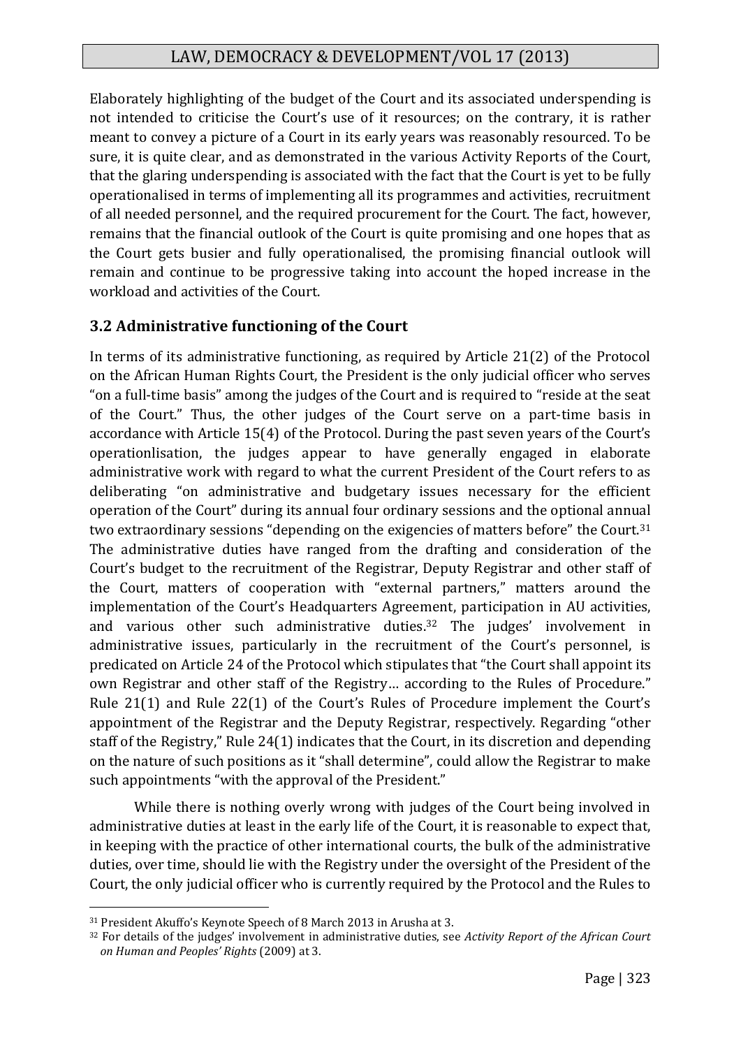Elaborately highlighting of the budget of the Court and its associated underspending is not intended to criticise the Court's use of it resources; on the contrary, it is rather meant to convey a picture of a Court in its early years was reasonably resourced. To be sure, it is quite clear, and as demonstrated in the various Activity Reports of the Court, that the glaring underspending is associated with the fact that the Court is yet to be fully operationalised in terms of implementing all its programmes and activities, recruitment of all needed personnel, and the required procurement for the Court. The fact, however, remains that the financial outlook of the Court is quite promising and one hopes that as the Court gets busier and fully operationalised, the promising financial outlook will remain and continue to be progressive taking into account the hoped increase in the workload and activities of the Court.

### 3.2 Administrative functioning of the Court

In terms of its administrative functioning, as required by Article 21(2) of the Protocol on the African Human Rights Court, the President is the only judicial officer who serves "on a full-time basis" among the judges of the Court and is required to "reside at the seat of the Court." Thus, the other judges of the Court serve on a part-time basis in accordance with Article 15(4) of the Protocol. During the past seven years of the Court's operationlisation, the judges appear to have generally engaged in elaborate administrative work with regard to what the current President of the Court refers to as deliberating "on administrative and budgetary issues necessary for the efficient operation of the Court" during its annual four ordinary sessions and the optional annual two extraordinary sessions "depending on the exigencies of matters before" the Court.[31] The administrative duties have ranged from the drafting and consideration of the Court's budget to the recruitment of the Registrar, Deputy Registrar and other staff of the Court, matters of cooperation with "external partners," matters around the implementation of the Court's Headquarters Agreement, participation in AU activities, and various other such administrative duties.[32] The judges' involvement in administrative issues, particularly in the recruitment of the Court's personnel, is predicated on Article 24 of the Protocol which stipulates that "the Court shall appoint its own Registrar and other staff of the Registry… according to the Rules of Procedure." Rule 21(1) and Rule 22(1) of the Court's Rules of Procedure implement the Court's appointment of the Registrar and the Deputy Registrar, respectively. Regarding "other staff of the Registry," Rule 24(1) indicates that the Court, in its discretion and depending on the nature of such positions as it "shall determine", could allow the Registrar to make such appointments "with the approval of the President."

While there is nothing overly wrong with judges of the Court being involved in administrative duties at least in the early life of the Court, it is reasonable to expect that, in keeping with the practice of other international courts, the bulk of the administrative duties, over time, should lie with the Registry under the oversight of the President of the Court, the only judicial officer who is currently required by the Protocol and the Rules to

---

[31] President Akuffo's Keynote Speech of 8 March 2013 in Arusha at 3.

[32] For details of the judges' involvement in administrative duties, see *Activity Report of the African Court on Human and Peoples' Rights* (2009) at 3.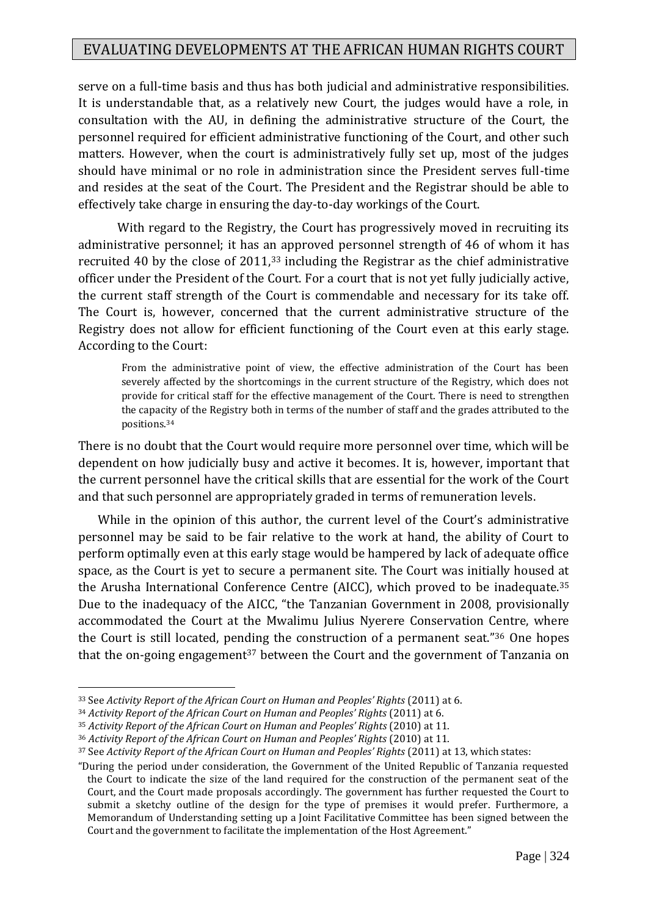serve on a full-time basis and thus has both judicial and administrative responsibilities. It is understandable that, as a relatively new Court, the judges would have a role, in consultation with the AU, in defining the administrative structure of the Court, the personnel required for efficient administrative functioning of the Court, and other such matters. However, when the court is administratively fully set up, most of the judges should have minimal or no role in administration since the President serves full-time and resides at the seat of the Court. The President and the Registrar should be able to effectively take charge in ensuring the day-to-day workings of the Court.

With regard to the Registry, the Court has progressively moved in recruiting its administrative personnel; it has an approved personnel strength of 46 of whom it has recruited 40 by the close of 2011,[33] including the Registrar as the chief administrative officer under the President of the Court. For a court that is not yet fully judicially active, the current staff strength of the Court is commendable and necessary for its take off. The Court is, however, concerned that the current administrative structure of the Registry does not allow for efficient functioning of the Court even at this early stage. According to the Court:

> From the administrative point of view, the effective administration of the Court has been severely affected by the shortcomings in the current structure of the Registry, which does not provide for critical staff for the effective management of the Court. There is need to strengthen the capacity of the Registry both in terms of the number of staff and the grades attributed to the positions.[34]

There is no doubt that the Court would require more personnel over time, which will be dependent on how judicially busy and active it becomes. It is, however, important that the current personnel have the critical skills that are essential for the work of the Court and that such personnel are appropriately graded in terms of remuneration levels.

While in the opinion of this author, the current level of the Court's administrative personnel may be said to be fair relative to the work at hand, the ability of Court to perform optimally even at this early stage would be hampered by lack of adequate office space, as the Court is yet to secure a permanent site. The Court was initially housed at the Arusha International Conference Centre (AICC), which proved to be inadequate.[35] Due to the inadequacy of the AICC, "the Tanzanian Government in 2008, provisionally accommodated the Court at the Mwalimu Julius Nyerere Conservation Centre, where the Court is still located, pending the construction of a permanent seat."[36] One hopes that the on-going engagement[37] between the Court and the government of Tanzania on

---

[33] See *Activity Report of the African Court on Human and Peoples' Rights* (2011) at 6.

[34] *Activity Report of the African Court on Human and Peoples' Rights* (2011) at 6.

[35] *Activity Report of the African Court on Human and Peoples' Rights* (2010) at 11.

[36] *Activity Report of the African Court on Human and Peoples' Rights* (2010) at 11.

[37] See *Activity Report of the African Court on Human and Peoples' Rights* (2011) at 13, which states:

"During the period under consideration, the Government of the United Republic of Tanzania requested the Court to indicate the size of the land required for the construction of the permanent seat of the Court, and the Court made proposals accordingly. The government has further requested the Court to submit a sketchy outline of the design for the type of premises it would prefer. Furthermore, a Memorandum of Understanding setting up a Joint Facilitative Committee has been signed between the Court and the government to facilitate the implementation of the Host Agreement."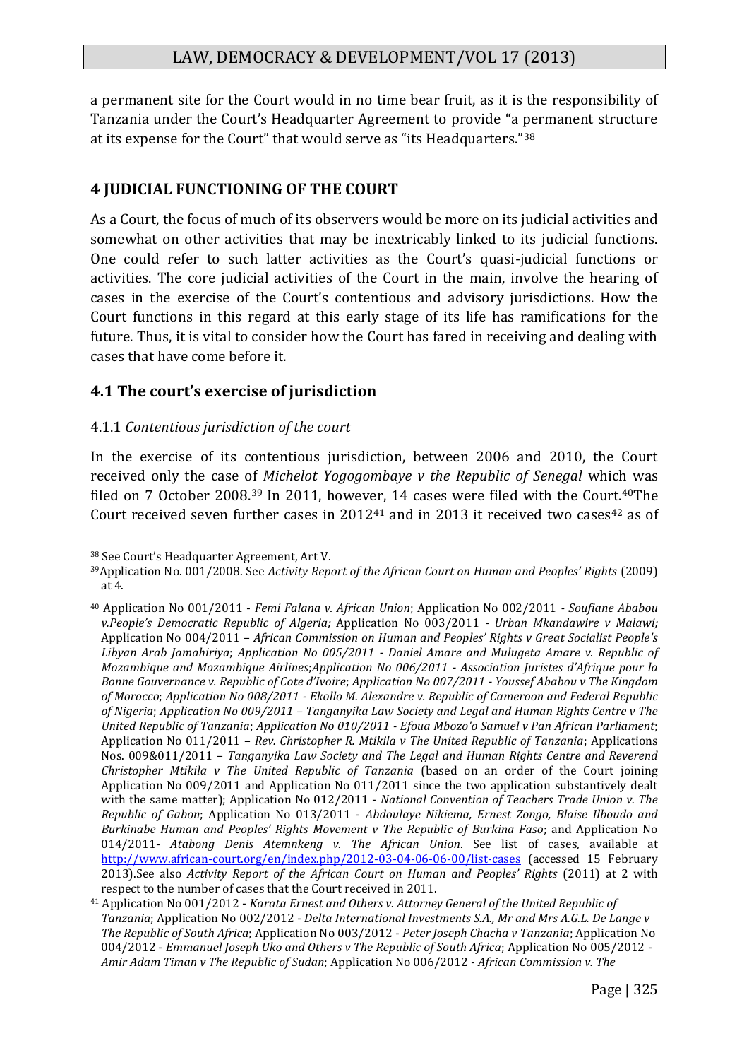a permanent site for the Court would in no time bear fruit, as it is the responsibility of Tanzania under the Court's Headquarter Agreement to provide "a permanent structure at its expense for the Court" that would serve as "its Headquarters."[38]

## 4 JUDICIAL FUNCTIONING OF THE COURT

As a Court, the focus of much of its observers would be more on its judicial activities and somewhat on other activities that may be inextricably linked to its judicial functions. One could refer to such latter activities as the Court's quasi-judicial functions or activities. The core judicial activities of the Court in the main, involve the hearing of cases in the exercise of the Court's contentious and advisory jurisdictions. How the Court functions in this regard at this early stage of its life has ramifications for the future. Thus, it is vital to consider how the Court has fared in receiving and dealing with cases that have come before it.

### 4.1 The court's exercise of jurisdiction

4.1.1 *Contentious jurisdiction of the court*

In the exercise of its contentious jurisdiction, between 2006 and 2010, the Court received only the case of *Michelot Yogogombaye v the Republic of Senegal* which was filed on 7 October 2008.[39] In 2011, however, 14 cases were filed with the Court.[40]The Court received seven further cases in 2012[41] and in 2013 it received two cases[42] as of

---

[38] See Court's Headquarter Agreement, Art V.

[39]Application No. 001/2008. See *Activity Report of the African Court on Human and Peoples' Rights* (2009) at 4.

[40] Application No 001/2011 - *Femi Falana v. African Union*; Application No 002/2011 - *Soufiane Ababou v.People's Democratic Republic of Algeria;* Application No 003/2011 - *Urban Mkandawire v Malawi;* Application No 004/2011 – *African Commission on Human and Peoples' Rights v Great Socialist People's Libyan Arab Jamahiriya*; *Application No 005/2011 - Daniel Amare and Mulugeta Amare v. Republic of Mozambique and Mozambique Airlines*;*Application No 006/2011 - Association Juristes d'Afrique pour la Bonne Gouvernance v. Republic of Cote d'Ivoire*; *Application No 007/2011 - Youssef Ababou v The Kingdom of Morocco*; *Application No 008/2011 - Ekollo M. Alexandre v. Republic of Cameroon and Federal Republic of Nigeria*; *Application No 009/2011 – Tanganyika Law Society and Legal and Human Rights Centre v The United Republic of Tanzania*; *Application No 010/2011 - Efoua Mbozo'o Samuel v Pan African Parliament*; Application No 011/2011 – *Rev. Christopher R. Mtikila v The United Republic of Tanzania*; Applications Nos. 009&011/2011 – *Tanganyika Law Society and The Legal and Human Rights Centre and Reverend Christopher Mtikila v The United Republic of Tanzania* (based on an order of the Court joining Application No 009/2011 and Application No 011/2011 since the two application substantively dealt with the same matter); Application No 012/2011 - *National Convention of Teachers Trade Union v. The Republic of Gabon*; Application No 013/2011 - *Abdoulaye Nikiema, Ernest Zongo, Blaise Ilboudo and Burkinabe Human and Peoples' Rights Movement v The Republic of Burkina Faso*; and Application No 014/2011- *Atabong Denis Atemnkeng v. The African Union*. See list of cases, available at http://www.african-court.org/en/index.php/2012-03-04-06-06-00/list-cases (accessed 15 February 2013).See also *Activity Report of the African Court on Human and Peoples' Rights* (2011) at 2 with respect to the number of cases that the Court received in 2011.

[41] Application No 001/2012 - *Karata Ernest and Others v. Attorney General of the United Republic of Tanzania*; Application No 002/2012 - *Delta International Investments S.A., Mr and Mrs A.G.L. De Lange v The Republic of South Africa*; Application No 003/2012 - *Peter Joseph Chacha v Tanzania*; Application No 004/2012 - *Emmanuel Joseph Uko and Others v The Republic of South Africa*; Application No 005/2012 - *Amir Adam Timan v The Republic of Sudan*; Application No 006/2012 - *African Commission v. The*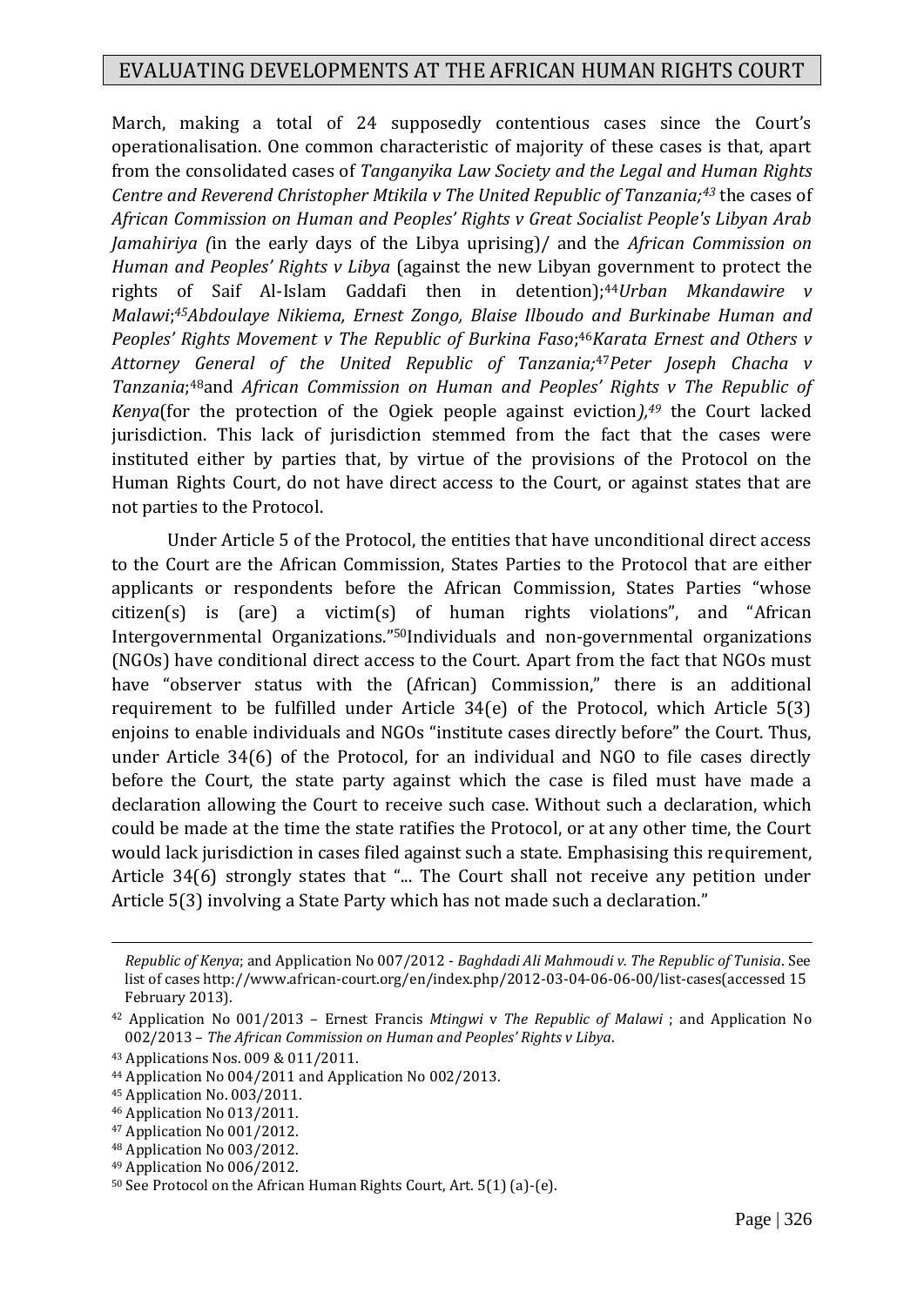March, making a total of 24 supposedly contentious cases since the Court's operationalisation. One common characteristic of majority of these cases is that, apart from the consolidated cases of *Tanganyika Law Society and the Legal and Human Rights Centre and Reverend Christopher Mtikila v The United Republic of Tanzania;*[43] the cases of *African Commission on Human and Peoples' Rights v Great Socialist People's Libyan Arab Jamahiriya (*in the early days of the Libya uprising)/ and the *African Commission on Human and Peoples' Rights v Libya* (against the new Libyan government to protect the rights of Saif Al-Islam Gaddafi then in detention);[44]*Urban Mkandawire v Malawi*;[45]*Abdoulaye Nikiema, Ernest Zongo, Blaise Ilboudo and Burkinabe Human and Peoples' Rights Movement v The Republic of Burkina Faso*;[46]*Karata Ernest and Others v Attorney General of the United Republic of Tanzania;*[47]*Peter Joseph Chacha v Tanzania*;[48]and *African Commission on Human and Peoples' Rights v The Republic of Kenya*(for the protection of the Ogiek people against eviction*),*[49] the Court lacked jurisdiction. This lack of jurisdiction stemmed from the fact that the cases were instituted either by parties that, by virtue of the provisions of the Protocol on the Human Rights Court, do not have direct access to the Court, or against states that are not parties to the Protocol.

Under Article 5 of the Protocol, the entities that have unconditional direct access to the Court are the African Commission, States Parties to the Protocol that are either applicants or respondents before the African Commission, States Parties "whose citizen(s) is (are) a victim(s) of human rights violations", and "African Intergovernmental Organizations."[50]Individuals and non-governmental organizations (NGOs) have conditional direct access to the Court. Apart from the fact that NGOs must have "observer status with the (African) Commission," there is an additional requirement to be fulfilled under Article 34(e) of the Protocol, which Article 5(3) enjoins to enable individuals and NGOs "institute cases directly before" the Court. Thus, under Article 34(6) of the Protocol, for an individual and NGO to file cases directly before the Court, the state party against which the case is filed must have made a declaration allowing the Court to receive such case. Without such a declaration, which could be made at the time the state ratifies the Protocol, or at any other time, the Court would lack jurisdiction in cases filed against such a state. Emphasising this requirement, Article 34(6) strongly states that "... The Court shall not receive any petition under Article 5(3) involving a State Party which has not made such a declaration."

---

*Republic of Kenya*; and Application No 007/2012 - *Baghdadi Ali Mahmoudi v. The Republic of Tunisia*. See list of cases http://www.african-court.org/en/index.php/2012-03-04-06-06-00/list-cases(accessed 15 February 2013).

[42] Application No 001/2013 – Ernest Francis *Mtingwi* v *The Republic of Malawi* ; and Application No 002/2013 – *The African Commission on Human and Peoples' Rights v Libya*.

[43] Applications Nos. 009 & 011/2011.

[44] Application No 004/2011 and Application No 002/2013.

[45] Application No. 003/2011.

[46] Application No 013/2011.

[47] Application No 001/2012.

[48] Application No 003/2012.

[49] Application No 006/2012.

[50] See Protocol on the African Human Rights Court, Art. 5(1) (a)-(e).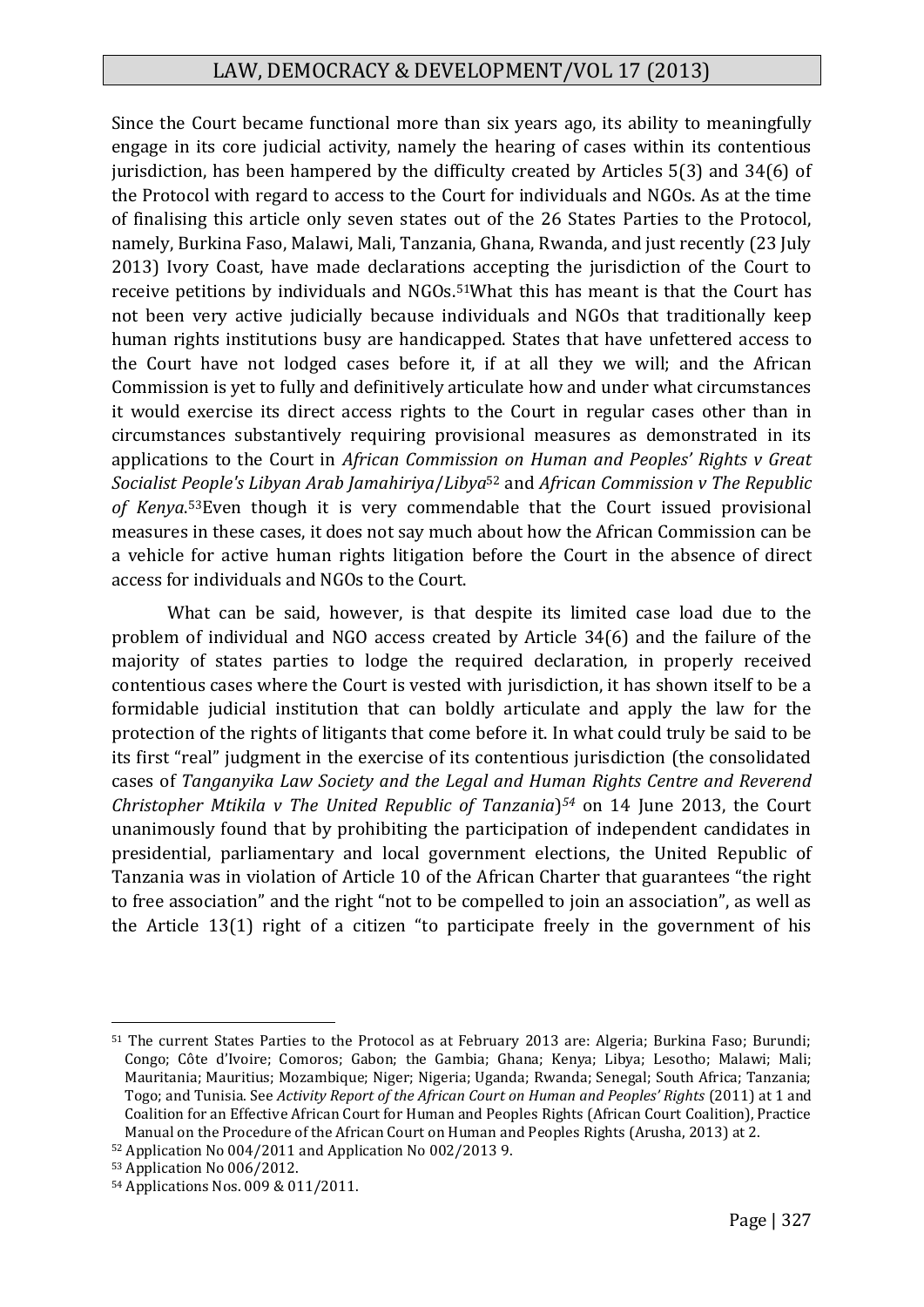Since the Court became functional more than six years ago, its ability to meaningfully engage in its core judicial activity, namely the hearing of cases within its contentious jurisdiction, has been hampered by the difficulty created by Articles 5(3) and 34(6) of the Protocol with regard to access to the Court for individuals and NGOs. As at the time of finalising this article only seven states out of the 26 States Parties to the Protocol, namely, Burkina Faso, Malawi, Mali, Tanzania, Ghana, Rwanda, and just recently (23 July 2013) Ivory Coast, have made declarations accepting the jurisdiction of the Court to receive petitions by individuals and NGOs.[51]What this has meant is that the Court has not been very active judicially because individuals and NGOs that traditionally keep human rights institutions busy are handicapped. States that have unfettered access to the Court have not lodged cases before it, if at all they we will; and the African Commission is yet to fully and definitively articulate how and under what circumstances it would exercise its direct access rights to the Court in regular cases other than in circumstances substantively requiring provisional measures as demonstrated in its applications to the Court in *African Commission on Human and Peoples' Rights v Great Socialist People's Libyan Arab Jamahiriya/Libya*[52] and *African Commission v The Republic of Kenya*.[53]Even though it is very commendable that the Court issued provisional measures in these cases, it does not say much about how the African Commission can be a vehicle for active human rights litigation before the Court in the absence of direct access for individuals and NGOs to the Court.

What can be said, however, is that despite its limited case load due to the problem of individual and NGO access created by Article 34(6) and the failure of the majority of states parties to lodge the required declaration, in properly received contentious cases where the Court is vested with jurisdiction, it has shown itself to be a formidable judicial institution that can boldly articulate and apply the law for the protection of the rights of litigants that come before it. In what could truly be said to be its first "real" judgment in the exercise of its contentious jurisdiction (the consolidated cases of *Tanganyika Law Society and the Legal and Human Rights Centre and Reverend Christopher Mtikila v The United Republic of Tanzania*)[54] on 14 June 2013, the Court unanimously found that by prohibiting the participation of independent candidates in presidential, parliamentary and local government elections, the United Republic of Tanzania was in violation of Article 10 of the African Charter that guarantees "the right to free association" and the right "not to be compelled to join an association", as well as the Article 13(1) right of a citizen "to participate freely in the government of his

---

[51] The current States Parties to the Protocol as at February 2013 are: Algeria; Burkina Faso; Burundi; Congo; Côte d'Ivoire; Comoros; Gabon; the Gambia; Ghana; Kenya; Libya; Lesotho; Malawi; Mali; Mauritania; Mauritius; Mozambique; Niger; Nigeria; Uganda; Rwanda; Senegal; South Africa; Tanzania; Togo; and Tunisia. See *Activity Report of the African Court on Human and Peoples' Rights* (2011) at 1 and Coalition for an Effective African Court for Human and Peoples Rights (African Court Coalition), Practice Manual on the Procedure of the African Court on Human and Peoples Rights (Arusha, 2013) at 2.

[52] Application No 004/2011 and Application No 002/2013 9.

[53] Application No 006/2012.

[54] Applications Nos. 009 & 011/2011.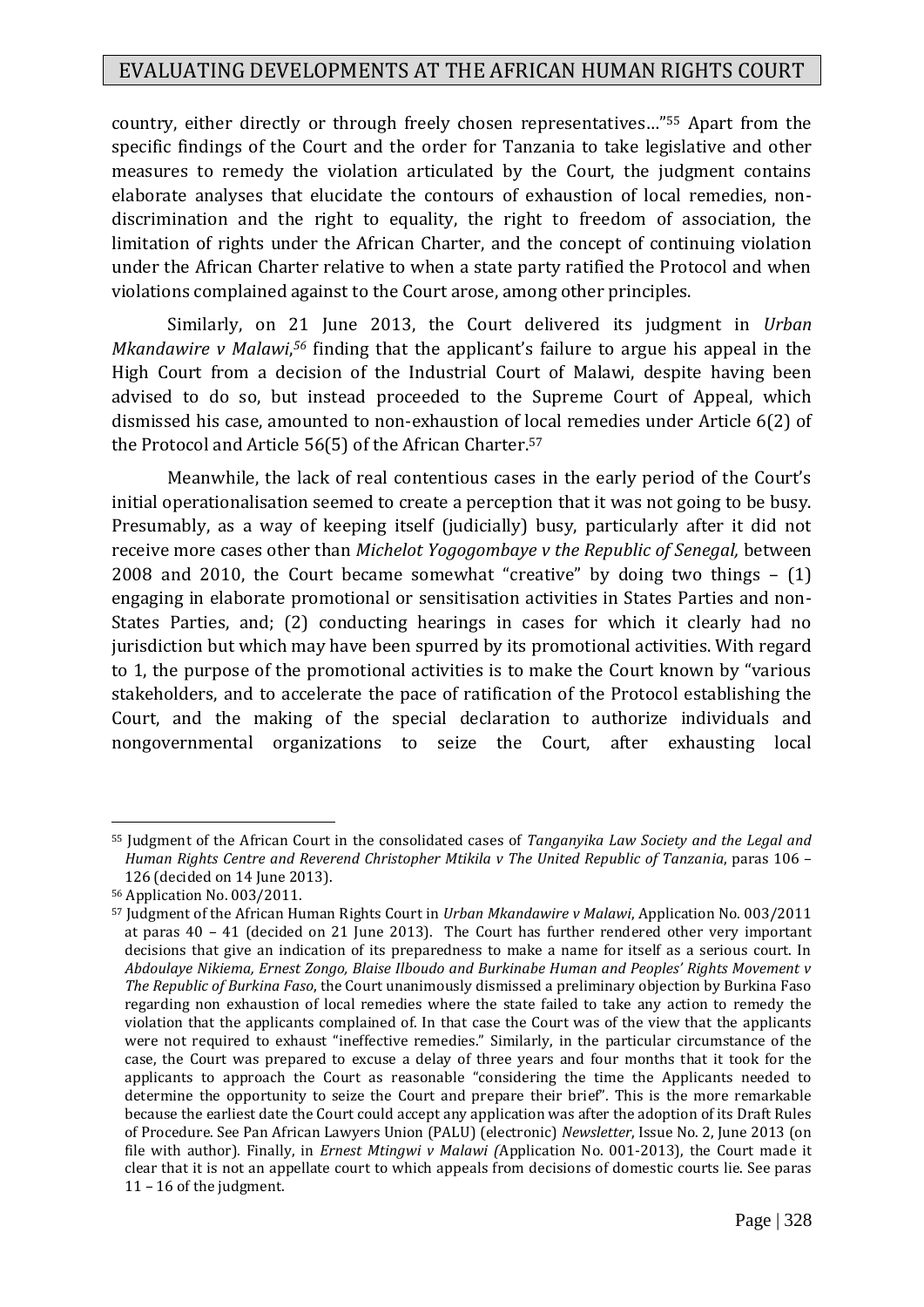country, either directly or through freely chosen representatives…"[55] Apart from the specific findings of the Court and the order for Tanzania to take legislative and other measures to remedy the violation articulated by the Court, the judgment contains elaborate analyses that elucidate the contours of exhaustion of local remedies, non-discrimination and the right to equality, the right to freedom of association, the limitation of rights under the African Charter, and the concept of continuing violation under the African Charter relative to when a state party ratified the Protocol and when violations complained against to the Court arose, among other principles.

Similarly, on 21 June 2013, the Court delivered its judgment in *Urban Mkandawire v Malawi*,[56] finding that the applicant's failure to argue his appeal in the High Court from a decision of the Industrial Court of Malawi, despite having been advised to do so, but instead proceeded to the Supreme Court of Appeal, which dismissed his case, amounted to non-exhaustion of local remedies under Article 6(2) of the Protocol and Article 56(5) of the African Charter.[57]

Meanwhile, the lack of real contentious cases in the early period of the Court's initial operationalisation seemed to create a perception that it was not going to be busy. Presumably, as a way of keeping itself (judicially) busy, particularly after it did not receive more cases other than *Michelot Yogogombaye v the Republic of Senegal,* between 2008 and 2010, the Court became somewhat "creative" by doing two things – (1) engaging in elaborate promotional or sensitisation activities in States Parties and non-States Parties, and; (2) conducting hearings in cases for which it clearly had no jurisdiction but which may have been spurred by its promotional activities. With regard to 1, the purpose of the promotional activities is to make the Court known by "various stakeholders, and to accelerate the pace of ratification of the Protocol establishing the Court, and the making of the special declaration to authorize individuals and nongovernmental organizations to seize the Court, after exhausting local

---

[55] Judgment of the African Court in the consolidated cases of *Tanganyika Law Society and the Legal and Human Rights Centre and Reverend Christopher Mtikila v The United Republic of Tanzania*, paras 106 – 126 (decided on 14 June 2013).

[56] Application No. 003/2011.

[57] Judgment of the African Human Rights Court in *Urban Mkandawire v Malawi*, Application No. 003/2011 at paras 40 – 41 (decided on 21 June 2013). The Court has further rendered other very important decisions that give an indication of its preparedness to make a name for itself as a serious court. In *Abdoulaye Nikiema, Ernest Zongo, Blaise Ilboudo and Burkinabe Human and Peoples' Rights Movement v The Republic of Burkina Faso*, the Court unanimously dismissed a preliminary objection by Burkina Faso regarding non exhaustion of local remedies where the state failed to take any action to remedy the violation that the applicants complained of. In that case the Court was of the view that the applicants were not required to exhaust "ineffective remedies." Similarly, in the particular circumstance of the case, the Court was prepared to excuse a delay of three years and four months that it took for the applicants to approach the Court as reasonable "considering the time the Applicants needed to determine the opportunity to seize the Court and prepare their brief". This is the more remarkable because the earliest date the Court could accept any application was after the adoption of its Draft Rules of Procedure. See Pan African Lawyers Union (PALU) (electronic) *Newsletter*, Issue No. 2, June 2013 (on file with author). Finally, in *Ernest Mtingwi v Malawi (*Application No. 001-2013), the Court made it clear that it is not an appellate court to which appeals from decisions of domestic courts lie. See paras 11 – 16 of the judgment.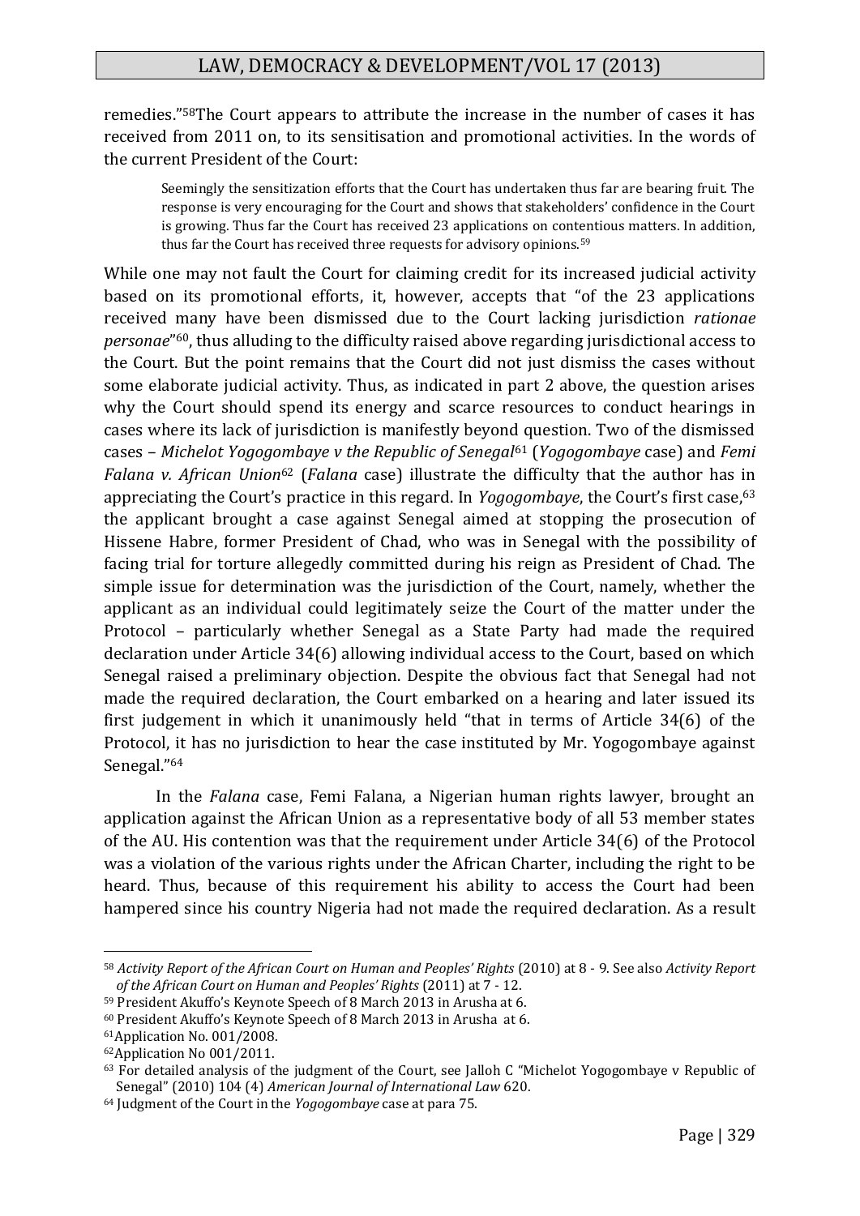remedies."[58]The Court appears to attribute the increase in the number of cases it has received from 2011 on, to its sensitisation and promotional activities. In the words of the current President of the Court:

> Seemingly the sensitization efforts that the Court has undertaken thus far are bearing fruit. The response is very encouraging for the Court and shows that stakeholders' confidence in the Court is growing. Thus far the Court has received 23 applications on contentious matters. In addition, thus far the Court has received three requests for advisory opinions.[59]

While one may not fault the Court for claiming credit for its increased judicial activity based on its promotional efforts, it, however, accepts that "of the 23 applications received many have been dismissed due to the Court lacking jurisdiction *rationae personae*"[60], thus alluding to the difficulty raised above regarding jurisdictional access to the Court. But the point remains that the Court did not just dismiss the cases without some elaborate judicial activity. Thus, as indicated in part 2 above, the question arises why the Court should spend its energy and scarce resources to conduct hearings in cases where its lack of jurisdiction is manifestly beyond question. Two of the dismissed cases – *Michelot Yogogombaye v the Republic of Senegal*[61] (*Yogogombaye* case) and *Femi Falana v. African Union*[62] (*Falana* case) illustrate the difficulty that the author has in appreciating the Court's practice in this regard. In *Yogogombaye*, the Court's first case,[63] the applicant brought a case against Senegal aimed at stopping the prosecution of Hissene Habre, former President of Chad, who was in Senegal with the possibility of facing trial for torture allegedly committed during his reign as President of Chad. The simple issue for determination was the jurisdiction of the Court, namely, whether the applicant as an individual could legitimately seize the Court of the matter under the Protocol – particularly whether Senegal as a State Party had made the required declaration under Article 34(6) allowing individual access to the Court, based on which Senegal raised a preliminary objection. Despite the obvious fact that Senegal had not made the required declaration, the Court embarked on a hearing and later issued its first judgement in which it unanimously held "that in terms of Article 34(6) of the Protocol, it has no jurisdiction to hear the case instituted by Mr. Yogogombaye against Senegal."[64]

In the *Falana* case, Femi Falana, a Nigerian human rights lawyer, brought an application against the African Union as a representative body of all 53 member states of the AU. His contention was that the requirement under Article 34(6) of the Protocol was a violation of the various rights under the African Charter, including the right to be heard. Thus, because of this requirement his ability to access the Court had been hampered since his country Nigeria had not made the required declaration. As a result

---

[58] *Activity Report of the African Court on Human and Peoples' Rights* (2010) at 8 - 9. See also *Activity Report of the African Court on Human and Peoples' Rights* (2011) at 7 - 12.

[59] President Akuffo's Keynote Speech of 8 March 2013 in Arusha at 6.

[60] President Akuffo's Keynote Speech of 8 March 2013 in Arusha at 6.

[61] Application No. 001/2008.

[62] Application No 001/2011.

[63] For detailed analysis of the judgment of the Court, see Jalloh C "Michelot Yogogombaye v Republic of Senegal" (2010) 104 (4) *American Journal of International Law* 620.

[64] Judgment of the Court in the *Yogogombaye* case at para 75.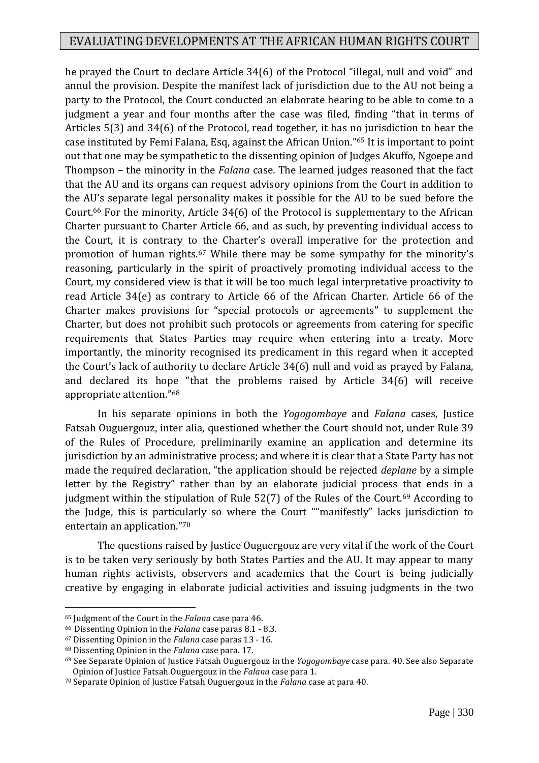he prayed the Court to declare Article 34(6) of the Protocol "illegal, null and void" and annul the provision. Despite the manifest lack of jurisdiction due to the AU not being a party to the Protocol, the Court conducted an elaborate hearing to be able to come to a judgment a year and four months after the case was filed, finding "that in terms of Articles 5(3) and 34(6) of the Protocol, read together, it has no jurisdiction to hear the case instituted by Femi Falana, Esq, against the African Union."[65] It is important to point out that one may be sympathetic to the dissenting opinion of Judges Akuffo, Ngoepe and Thompson – the minority in the *Falana* case. The learned judges reasoned that the fact that the AU and its organs can request advisory opinions from the Court in addition to the AU's separate legal personality makes it possible for the AU to be sued before the Court.[66] For the minority, Article 34(6) of the Protocol is supplementary to the African Charter pursuant to Charter Article 66, and as such, by preventing individual access to the Court, it is contrary to the Charter's overall imperative for the protection and promotion of human rights.[67] While there may be some sympathy for the minority's reasoning, particularly in the spirit of proactively promoting individual access to the Court, my considered view is that it will be too much legal interpretative proactivity to read Article 34(e) as contrary to Article 66 of the African Charter. Article 66 of the Charter makes provisions for "special protocols or agreements" to supplement the Charter, but does not prohibit such protocols or agreements from catering for specific requirements that States Parties may require when entering into a treaty. More importantly, the minority recognised its predicament in this regard when it accepted the Court's lack of authority to declare Article 34(6) null and void as prayed by Falana, and declared its hope "that the problems raised by Article 34(6) will receive appropriate attention."[68]

In his separate opinions in both the *Yogogombaye* and *Falana* cases, Justice Fatsah Ouguergouz, inter alia, questioned whether the Court should not, under Rule 39 of the Rules of Procedure, preliminarily examine an application and determine its jurisdiction by an administrative process; and where it is clear that a State Party has not made the required declaration, "the application should be rejected *deplane* by a simple letter by the Registry" rather than by an elaborate judicial process that ends in a judgment within the stipulation of Rule 52(7) of the Rules of the Court.[69] According to the Judge, this is particularly so where the Court ""manifestly" lacks jurisdiction to entertain an application."[70]

The questions raised by Justice Ouguergouz are very vital if the work of the Court is to be taken very seriously by both States Parties and the AU. It may appear to many human rights activists, observers and academics that the Court is being judicially creative by engaging in elaborate judicial activities and issuing judgments in the two

---

[65] Judgment of the Court in the *Falana* case para 46.

[66] Dissenting Opinion in the *Falana* case paras 8.1 - 8.3.

[67] Dissenting Opinion in the *Falana* case paras 13 - 16.

[68] Dissenting Opinion in the *Falana* case para. 17.

[69] See Separate Opinion of Justice Fatsah Ouguergouz in the *Yogogombaye* case para. 40. See also Separate Opinion of Justice Fatsah Ouguergouz in the *Falana* case para 1.

[70] Separate Opinion of Justice Fatsah Ouguergouz in the *Falana* case at para 40.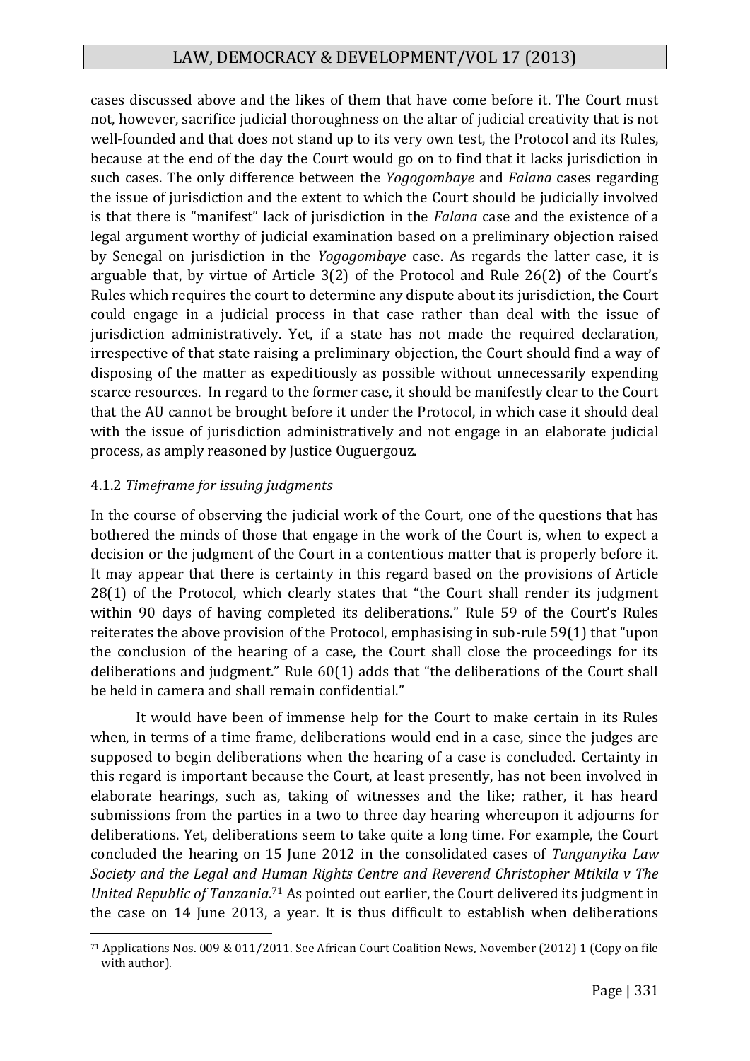cases discussed above and the likes of them that have come before it. The Court must not, however, sacrifice judicial thoroughness on the altar of judicial creativity that is not well-founded and that does not stand up to its very own test, the Protocol and its Rules, because at the end of the day the Court would go on to find that it lacks jurisdiction in such cases. The only difference between the *Yogogombaye* and *Falana* cases regarding the issue of jurisdiction and the extent to which the Court should be judicially involved is that there is "manifest" lack of jurisdiction in the *Falana* case and the existence of a legal argument worthy of judicial examination based on a preliminary objection raised by Senegal on jurisdiction in the *Yogogombaye* case. As regards the latter case, it is arguable that, by virtue of Article 3(2) of the Protocol and Rule 26(2) of the Court's Rules which requires the court to determine any dispute about its jurisdiction, the Court could engage in a judicial process in that case rather than deal with the issue of jurisdiction administratively. Yet, if a state has not made the required declaration, irrespective of that state raising a preliminary objection, the Court should find a way of disposing of the matter as expeditiously as possible without unnecessarily expending scarce resources. In regard to the former case, it should be manifestly clear to the Court that the AU cannot be brought before it under the Protocol, in which case it should deal with the issue of jurisdiction administratively and not engage in an elaborate judicial process, as amply reasoned by Justice Ouguergouz.

#### 4.1.2 *Timeframe for issuing judgments*

In the course of observing the judicial work of the Court, one of the questions that has bothered the minds of those that engage in the work of the Court is, when to expect a decision or the judgment of the Court in a contentious matter that is properly before it. It may appear that there is certainty in this regard based on the provisions of Article 28(1) of the Protocol, which clearly states that "the Court shall render its judgment within 90 days of having completed its deliberations." Rule 59 of the Court's Rules reiterates the above provision of the Protocol, emphasising in sub-rule 59(1) that "upon the conclusion of the hearing of a case, the Court shall close the proceedings for its deliberations and judgment." Rule 60(1) adds that "the deliberations of the Court shall be held in camera and shall remain confidential."

It would have been of immense help for the Court to make certain in its Rules when, in terms of a time frame, deliberations would end in a case, since the judges are supposed to begin deliberations when the hearing of a case is concluded. Certainty in this regard is important because the Court, at least presently, has not been involved in elaborate hearings, such as, taking of witnesses and the like; rather, it has heard submissions from the parties in a two to three day hearing whereupon it adjourns for deliberations. Yet, deliberations seem to take quite a long time. For example, the Court concluded the hearing on 15 June 2012 in the consolidated cases of *Tanganyika Law Society and the Legal and Human Rights Centre and Reverend Christopher Mtikila v The United Republic of Tanzania*.[71] As pointed out earlier, the Court delivered its judgment in the case on 14 June 2013, a year. It is thus difficult to establish when deliberations

[71] Applications Nos. 009 & 011/2011. See African Court Coalition News, November (2012) 1 (Copy on file with author).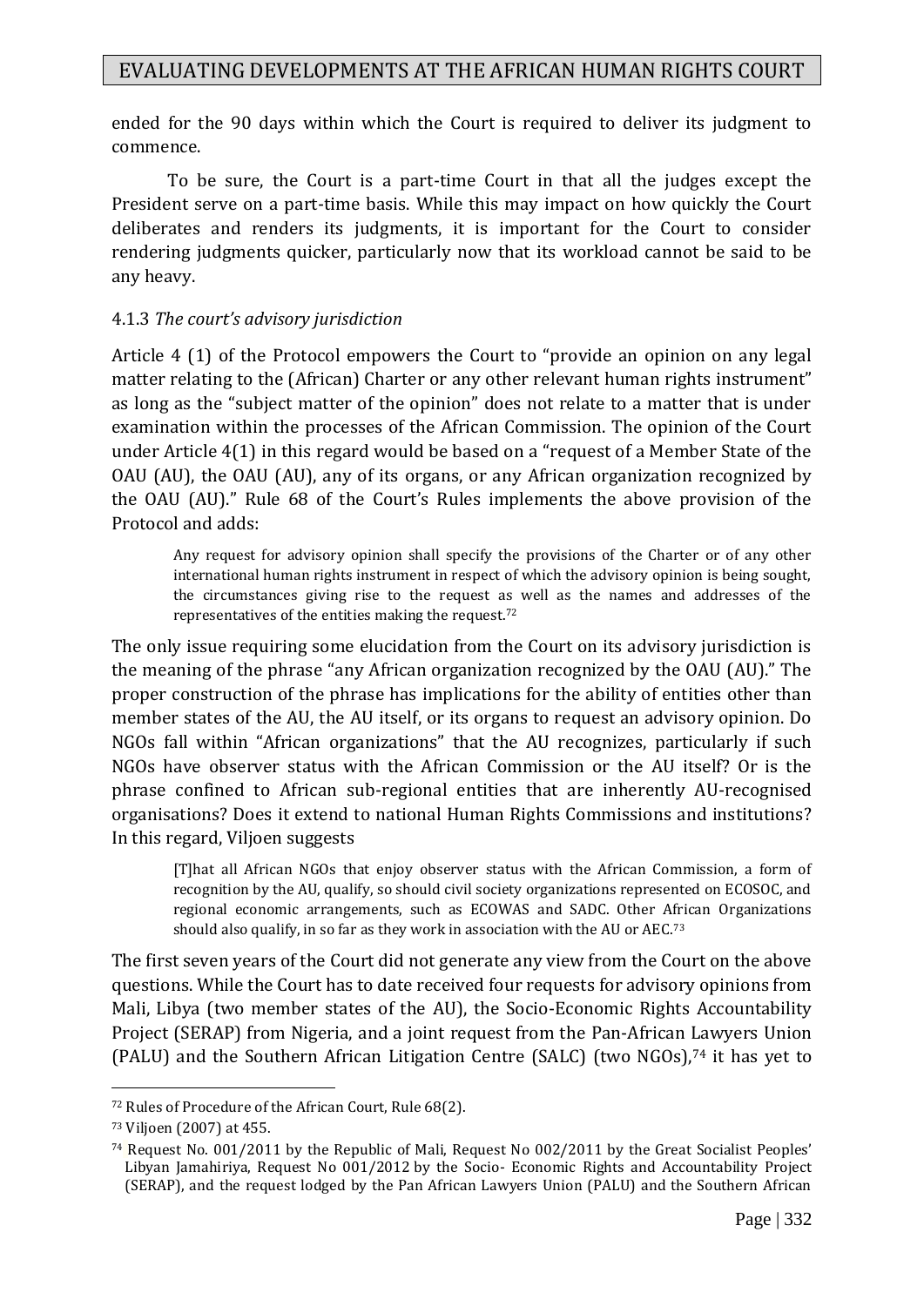ended for the 90 days within which the Court is required to deliver its judgment to commence.

To be sure, the Court is a part-time Court in that all the judges except the President serve on a part-time basis. While this may impact on how quickly the Court deliberates and renders its judgments, it is important for the Court to consider rendering judgments quicker, particularly now that its workload cannot be said to be any heavy.

#### 4.1.3 *The court's advisory jurisdiction*

Article 4 (1) of the Protocol empowers the Court to "provide an opinion on any legal matter relating to the (African) Charter or any other relevant human rights instrument" as long as the "subject matter of the opinion" does not relate to a matter that is under examination within the processes of the African Commission. The opinion of the Court under Article 4(1) in this regard would be based on a "request of a Member State of the OAU (AU), the OAU (AU), any of its organs, or any African organization recognized by the OAU (AU)." Rule 68 of the Court's Rules implements the above provision of the Protocol and adds:

> Any request for advisory opinion shall specify the provisions of the Charter or of any other international human rights instrument in respect of which the advisory opinion is being sought, the circumstances giving rise to the request as well as the names and addresses of the representatives of the entities making the request.[72]

The only issue requiring some elucidation from the Court on its advisory jurisdiction is the meaning of the phrase "any African organization recognized by the OAU (AU)." The proper construction of the phrase has implications for the ability of entities other than member states of the AU, the AU itself, or its organs to request an advisory opinion. Do NGOs fall within "African organizations" that the AU recognizes, particularly if such NGOs have observer status with the African Commission or the AU itself? Or is the phrase confined to African sub-regional entities that are inherently AU-recognised organisations? Does it extend to national Human Rights Commissions and institutions? In this regard, Viljoen suggests

> [T]hat all African NGOs that enjoy observer status with the African Commission, a form of recognition by the AU, qualify, so should civil society organizations represented on ECOSOC, and regional economic arrangements, such as ECOWAS and SADC. Other African Organizations should also qualify, in so far as they work in association with the AU or AEC.[73]

The first seven years of the Court did not generate any view from the Court on the above questions. While the Court has to date received four requests for advisory opinions from Mali, Libya (two member states of the AU), the Socio-Economic Rights Accountability Project (SERAP) from Nigeria, and a joint request from the Pan-African Lawyers Union (PALU) and the Southern African Litigation Centre (SALC) (two NGOs),[74] it has yet to

---

[72] Rules of Procedure of the African Court, Rule 68(2).

[73] Viljoen (2007) at 455.

[74] Request No. 001/2011 by the Republic of Mali, Request No 002/2011 by the Great Socialist Peoples' Libyan Jamahiriya, Request No 001/2012 by the Socio- Economic Rights and Accountability Project (SERAP), and the request lodged by the Pan African Lawyers Union (PALU) and the Southern African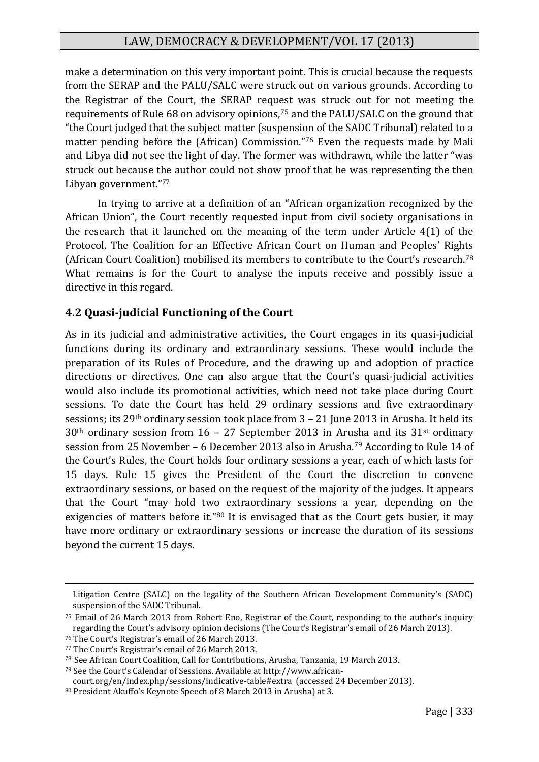make a determination on this very important point. This is crucial because the requests from the SERAP and the PALU/SALC were struck out on various grounds. According to the Registrar of the Court, the SERAP request was struck out for not meeting the requirements of Rule 68 on advisory opinions,[75] and the PALU/SALC on the ground that "the Court judged that the subject matter (suspension of the SADC Tribunal) related to a matter pending before the (African) Commission."[76] Even the requests made by Mali and Libya did not see the light of day. The former was withdrawn, while the latter "was struck out because the author could not show proof that he was representing the then Libyan government."[77]

In trying to arrive at a definition of an "African organization recognized by the African Union", the Court recently requested input from civil society organisations in the research that it launched on the meaning of the term under Article 4(1) of the Protocol. The Coalition for an Effective African Court on Human and Peoples' Rights (African Court Coalition) mobilised its members to contribute to the Court's research.[78] What remains is for the Court to analyse the inputs receive and possibly issue a directive in this regard.

### 4.2 Quasi-judicial Functioning of the Court

As in its judicial and administrative activities, the Court engages in its quasi-judicial functions during its ordinary and extraordinary sessions. These would include the preparation of its Rules of Procedure, and the drawing up and adoption of practice directions or directives. One can also argue that the Court's quasi-judicial activities would also include its promotional activities, which need not take place during Court sessions. To date the Court has held 29 ordinary sessions and five extraordinary sessions; its 29th ordinary session took place from 3 – 21 June 2013 in Arusha. It held its 30th ordinary session from 16 – 27 September 2013 in Arusha and its 31st ordinary session from 25 November – 6 December 2013 also in Arusha.[79] According to Rule 14 of the Court's Rules, the Court holds four ordinary sessions a year, each of which lasts for 15 days. Rule 15 gives the President of the Court the discretion to convene extraordinary sessions, or based on the request of the majority of the judges. It appears that the Court "may hold two extraordinary sessions a year, depending on the exigencies of matters before it."[80] It is envisaged that as the Court gets busier, it may have more ordinary or extraordinary sessions or increase the duration of its sessions beyond the current 15 days.

---

Litigation Centre (SALC) on the legality of the Southern African Development Community's (SADC) suspension of the SADC Tribunal.

[75] Email of 26 March 2013 from Robert Eno, Registrar of the Court, responding to the author's inquiry regarding the Court's advisory opinion decisions (The Court's Registrar's email of 26 March 2013).

[76] The Court's Registrar's email of 26 March 2013.

[77] The Court's Registrar's email of 26 March 2013.

[78] See African Court Coalition, Call for Contributions, Arusha, Tanzania, 19 March 2013.

[79] See the Court's Calendar of Sessions. Available at http://www.african-court.org/en/index.php/sessions/indicative-table#extra (accessed 24 December 2013).

[80] President Akuffo's Keynote Speech of 8 March 2013 in Arusha) at 3.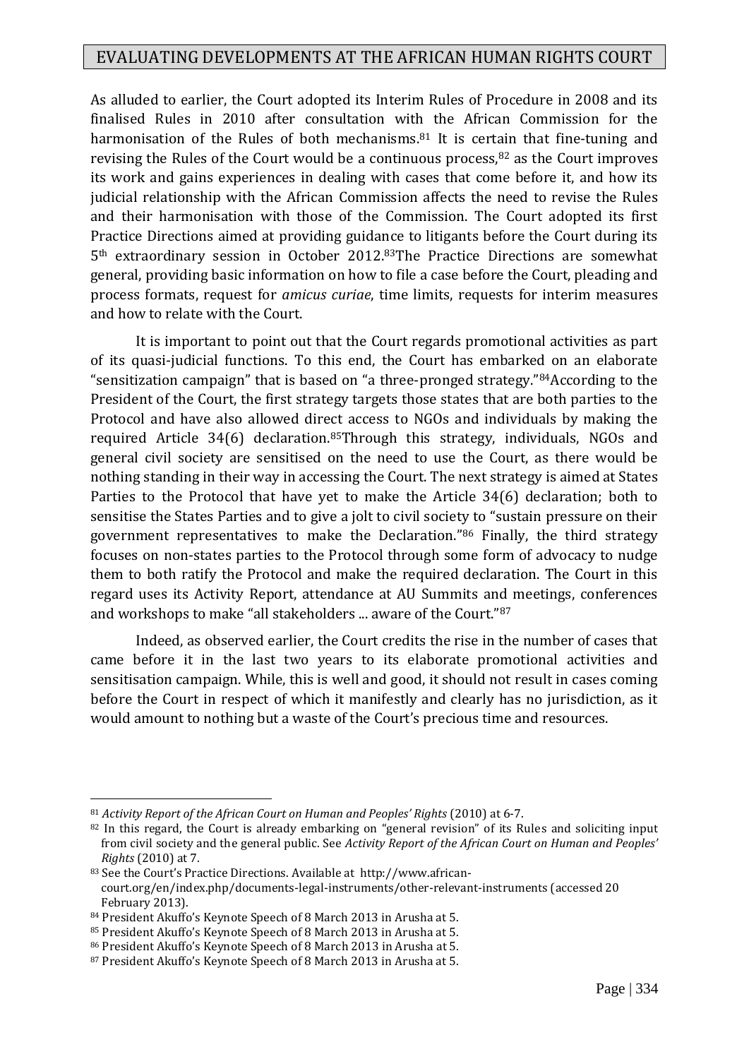As alluded to earlier, the Court adopted its Interim Rules of Procedure in 2008 and its finalised Rules in 2010 after consultation with the African Commission for the harmonisation of the Rules of both mechanisms.[81] It is certain that fine-tuning and revising the Rules of the Court would be a continuous process,[82] as the Court improves its work and gains experiences in dealing with cases that come before it, and how its judicial relationship with the African Commission affects the need to revise the Rules and their harmonisation with those of the Commission. The Court adopted its first Practice Directions aimed at providing guidance to litigants before the Court during its 5th extraordinary session in October 2012.[83]The Practice Directions are somewhat general, providing basic information on how to file a case before the Court, pleading and process formats, request for *amicus curiae*, time limits, requests for interim measures and how to relate with the Court.

It is important to point out that the Court regards promotional activities as part of its quasi-judicial functions. To this end, the Court has embarked on an elaborate "sensitization campaign" that is based on "a three-pronged strategy."[84]According to the President of the Court, the first strategy targets those states that are both parties to the Protocol and have also allowed direct access to NGOs and individuals by making the required Article 34(6) declaration.[85]Through this strategy, individuals, NGOs and general civil society are sensitised on the need to use the Court, as there would be nothing standing in their way in accessing the Court. The next strategy is aimed at States Parties to the Protocol that have yet to make the Article 34(6) declaration; both to sensitise the States Parties and to give a jolt to civil society to "sustain pressure on their government representatives to make the Declaration."[86] Finally, the third strategy focuses on non-states parties to the Protocol through some form of advocacy to nudge them to both ratify the Protocol and make the required declaration. The Court in this regard uses its Activity Report, attendance at AU Summits and meetings, conferences and workshops to make "all stakeholders ... aware of the Court."[87]

Indeed, as observed earlier, the Court credits the rise in the number of cases that came before it in the last two years to its elaborate promotional activities and sensitisation campaign. While, this is well and good, it should not result in cases coming before the Court in respect of which it manifestly and clearly has no jurisdiction, as it would amount to nothing but a waste of the Court's precious time and resources.

---

[81] *Activity Report of the African Court on Human and Peoples' Rights* (2010) at 6-7.

[82] In this regard, the Court is already embarking on "general revision" of its Rules and soliciting input from civil society and the general public. See *Activity Report of the African Court on Human and Peoples' Rights* (2010) at 7.

[83] See the Court's Practice Directions. Available at http://www.african-court.org/en/index.php/documents-legal-instruments/other-relevant-instruments (accessed 20 February 2013).

[84] President Akuffo's Keynote Speech of 8 March 2013 in Arusha at 5.

[85] President Akuffo's Keynote Speech of 8 March 2013 in Arusha at 5.

[86] President Akuffo's Keynote Speech of 8 March 2013 in Arusha at 5.

[87] President Akuffo's Keynote Speech of 8 March 2013 in Arusha at 5.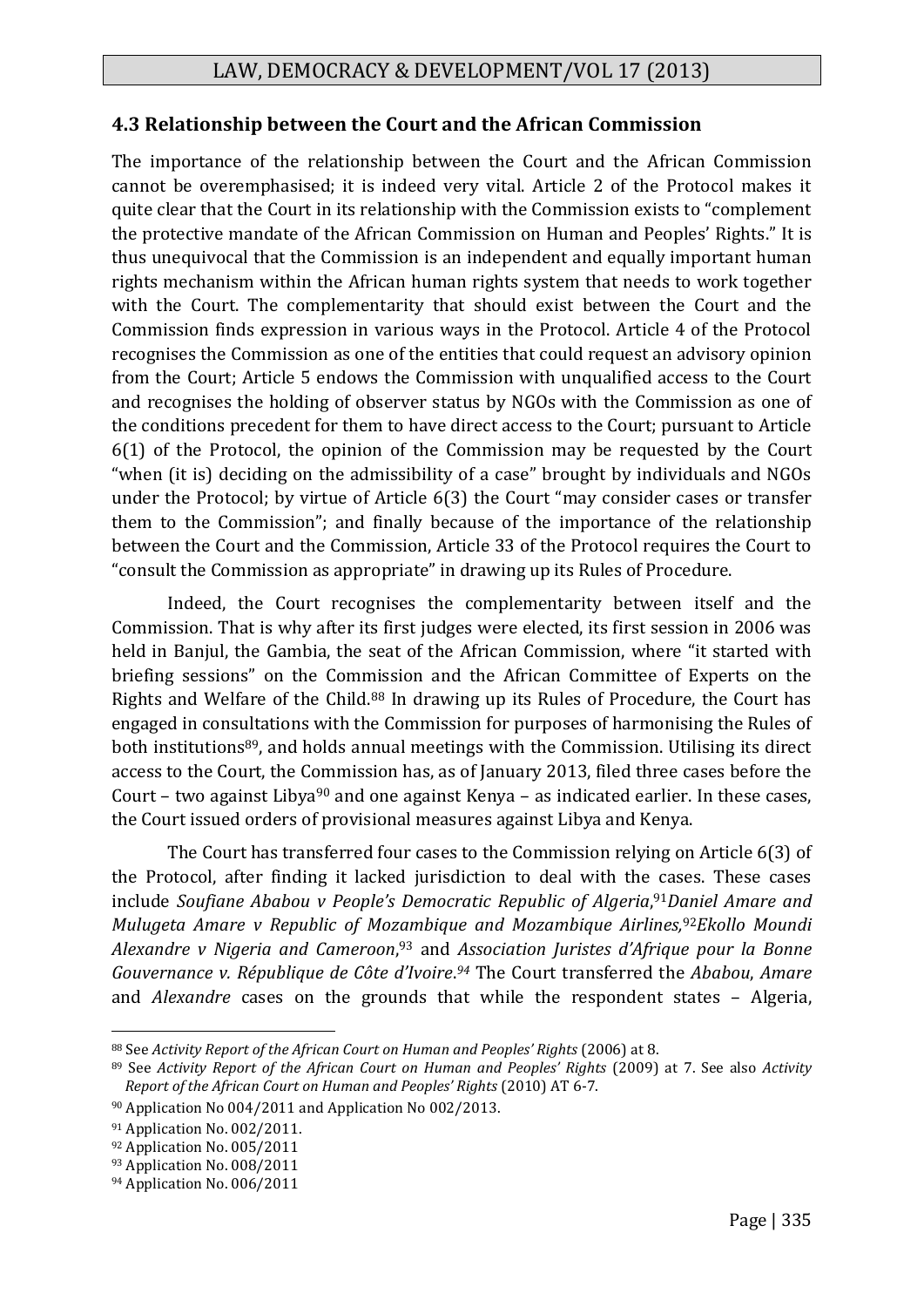### 4.3 Relationship between the Court and the African Commission

The importance of the relationship between the Court and the African Commission cannot be overemphasised; it is indeed very vital. Article 2 of the Protocol makes it quite clear that the Court in its relationship with the Commission exists to "complement the protective mandate of the African Commission on Human and Peoples' Rights." It is thus unequivocal that the Commission is an independent and equally important human rights mechanism within the African human rights system that needs to work together with the Court. The complementarity that should exist between the Court and the Commission finds expression in various ways in the Protocol. Article 4 of the Protocol recognises the Commission as one of the entities that could request an advisory opinion from the Court; Article 5 endows the Commission with unqualified access to the Court and recognises the holding of observer status by NGOs with the Commission as one of the conditions precedent for them to have direct access to the Court; pursuant to Article 6(1) of the Protocol, the opinion of the Commission may be requested by the Court "when (it is) deciding on the admissibility of a case" brought by individuals and NGOs under the Protocol; by virtue of Article 6(3) the Court "may consider cases or transfer them to the Commission"; and finally because of the importance of the relationship between the Court and the Commission, Article 33 of the Protocol requires the Court to "consult the Commission as appropriate" in drawing up its Rules of Procedure.

Indeed, the Court recognises the complementarity between itself and the Commission. That is why after its first judges were elected, its first session in 2006 was held in Banjul, the Gambia, the seat of the African Commission, where "it started with briefing sessions" on the Commission and the African Committee of Experts on the Rights and Welfare of the Child.[88] In drawing up its Rules of Procedure, the Court has engaged in consultations with the Commission for purposes of harmonising the Rules of both institutions[89], and holds annual meetings with the Commission. Utilising its direct access to the Court, the Commission has, as of January 2013, filed three cases before the Court – two against Libya[90] and one against Kenya – as indicated earlier. In these cases, the Court issued orders of provisional measures against Libya and Kenya.

The Court has transferred four cases to the Commission relying on Article 6(3) of the Protocol, after finding it lacked jurisdiction to deal with the cases. These cases include *Soufiane Ababou v People's Democratic Republic of Algeria*,[91] *Daniel Amare and Mulugeta Amare v Republic of Mozambique and Mozambique Airlines,*[92] *Ekollo Moundi Alexandre v Nigeria and Cameroon*,[93] and *Association Juristes d'Afrique pour la Bonne Gouvernance v. République de Côte d'Ivoire*.[94] The Court transferred the *Ababou*, *Amare* and *Alexandre* cases on the grounds that while the respondent states – Algeria,

---

[88] See *Activity Report of the African Court on Human and Peoples' Rights* (2006) at 8.

[89] See *Activity Report of the African Court on Human and Peoples' Rights* (2009) at 7. See also *Activity Report of the African Court on Human and Peoples' Rights* (2010) AT 6-7.

[90] Application No 004/2011 and Application No 002/2013.

[91] Application No. 002/2011.

[92] Application No. 005/2011

[93] Application No. 008/2011

[94] Application No. 006/2011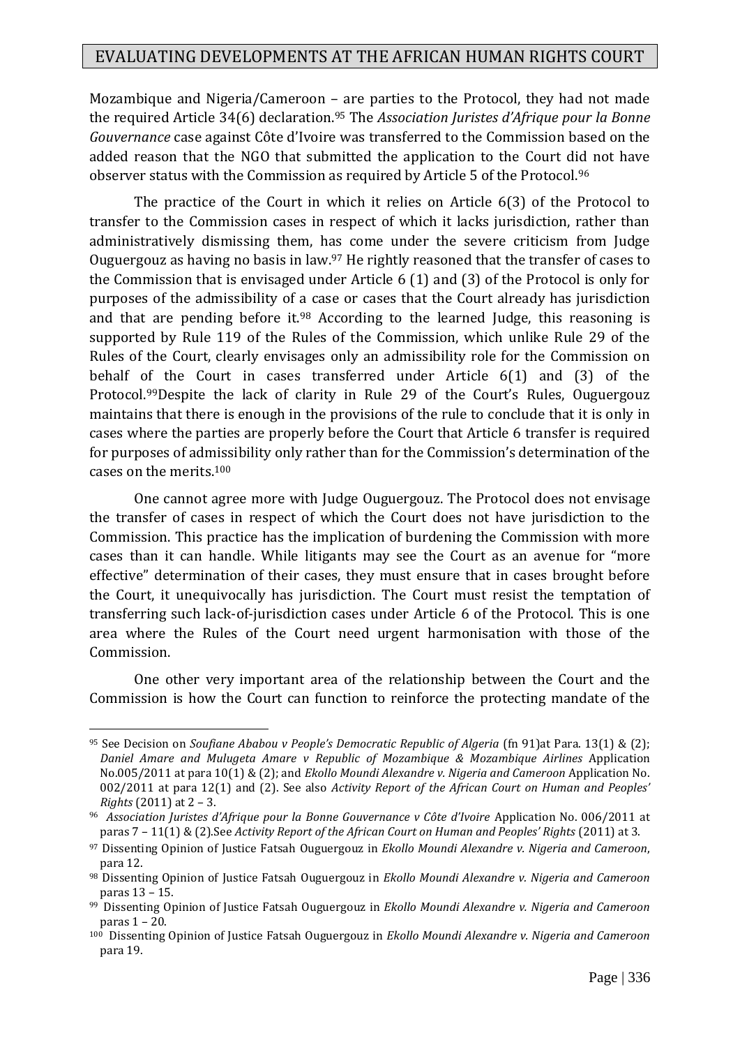Mozambique and Nigeria/Cameroon – are parties to the Protocol, they had not made the required Article 34(6) declaration.[95] The *Association Juristes d'Afrique pour la Bonne Gouvernance* case against Côte d'Ivoire was transferred to the Commission based on the added reason that the NGO that submitted the application to the Court did not have observer status with the Commission as required by Article 5 of the Protocol.[96]

The practice of the Court in which it relies on Article 6(3) of the Protocol to transfer to the Commission cases in respect of which it lacks jurisdiction, rather than administratively dismissing them, has come under the severe criticism from Judge Ouguergouz as having no basis in law.[97] He rightly reasoned that the transfer of cases to the Commission that is envisaged under Article 6 (1) and (3) of the Protocol is only for purposes of the admissibility of a case or cases that the Court already has jurisdiction and that are pending before it.[98] According to the learned Judge, this reasoning is supported by Rule 119 of the Rules of the Commission, which unlike Rule 29 of the Rules of the Court, clearly envisages only an admissibility role for the Commission on behalf of the Court in cases transferred under Article 6(1) and (3) of the Protocol.[99]Despite the lack of clarity in Rule 29 of the Court's Rules, Ouguergouz maintains that there is enough in the provisions of the rule to conclude that it is only in cases where the parties are properly before the Court that Article 6 transfer is required for purposes of admissibility only rather than for the Commission's determination of the cases on the merits.[100]

One cannot agree more with Judge Ouguergouz. The Protocol does not envisage the transfer of cases in respect of which the Court does not have jurisdiction to the Commission. This practice has the implication of burdening the Commission with more cases than it can handle. While litigants may see the Court as an avenue for "more effective" determination of their cases, they must ensure that in cases brought before the Court, it unequivocally has jurisdiction. The Court must resist the temptation of transferring such lack-of-jurisdiction cases under Article 6 of the Protocol. This is one area where the Rules of the Court need urgent harmonisation with those of the Commission.

One other very important area of the relationship between the Court and the Commission is how the Court can function to reinforce the protecting mandate of the

---

[95] See Decision on *Soufiane Ababou v People's Democratic Republic of Algeria* (fn 91)at Para. 13(1) & (2); *Daniel Amare and Mulugeta Amare v Republic of Mozambique & Mozambique Airlines* Application No.005/2011 at para 10(1) & (2); and *Ekollo Moundi Alexandre v. Nigeria and Cameroon* Application No. 002/2011 at para 12(1) and (2). See also *Activity Report of the African Court on Human and Peoples' Rights* (2011) at 2 – 3.

[96] *Association Juristes d'Afrique pour la Bonne Gouvernance v Côte d'Ivoire* Application No. 006/2011 at paras 7 – 11(1) & (2).See *Activity Report of the African Court on Human and Peoples' Rights* (2011) at 3.

[97] Dissenting Opinion of Justice Fatsah Ouguergouz in *Ekollo Moundi Alexandre v. Nigeria and Cameroon*, para 12.

[98] Dissenting Opinion of Justice Fatsah Ouguergouz in *Ekollo Moundi Alexandre v. Nigeria and Cameroon* paras 13 – 15.

[99] Dissenting Opinion of Justice Fatsah Ouguergouz in *Ekollo Moundi Alexandre v. Nigeria and Cameroon* paras 1 – 20.

[100] Dissenting Opinion of Justice Fatsah Ouguergouz in *Ekollo Moundi Alexandre v. Nigeria and Cameroon* para 19.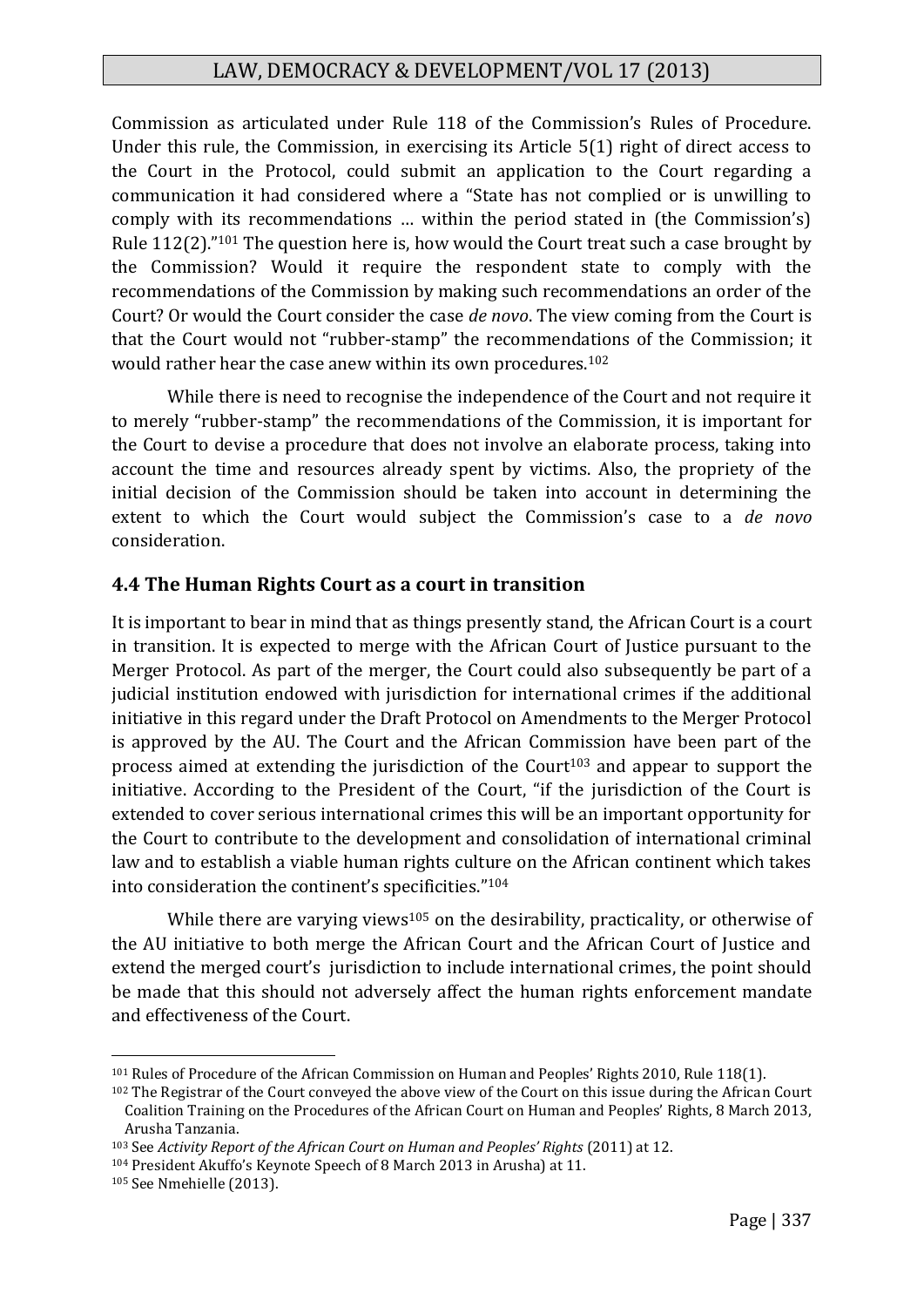Commission as articulated under Rule 118 of the Commission's Rules of Procedure. Under this rule, the Commission, in exercising its Article 5(1) right of direct access to the Court in the Protocol, could submit an application to the Court regarding a communication it had considered where a "State has not complied or is unwilling to comply with its recommendations … within the period stated in (the Commission's) Rule 112(2)."[101] The question here is, how would the Court treat such a case brought by the Commission? Would it require the respondent state to comply with the recommendations of the Commission by making such recommendations an order of the Court? Or would the Court consider the case *de novo*. The view coming from the Court is that the Court would not "rubber-stamp" the recommendations of the Commission; it would rather hear the case anew within its own procedures.[102]

While there is need to recognise the independence of the Court and not require it to merely "rubber-stamp" the recommendations of the Commission, it is important for the Court to devise a procedure that does not involve an elaborate process, taking into account the time and resources already spent by victims. Also, the propriety of the initial decision of the Commission should be taken into account in determining the extent to which the Court would subject the Commission's case to a *de novo* consideration.

### 4.4 The Human Rights Court as a court in transition

It is important to bear in mind that as things presently stand, the African Court is a court in transition. It is expected to merge with the African Court of Justice pursuant to the Merger Protocol. As part of the merger, the Court could also subsequently be part of a judicial institution endowed with jurisdiction for international crimes if the additional initiative in this regard under the Draft Protocol on Amendments to the Merger Protocol is approved by the AU. The Court and the African Commission have been part of the process aimed at extending the jurisdiction of the Court[103] and appear to support the initiative. According to the President of the Court, "if the jurisdiction of the Court is extended to cover serious international crimes this will be an important opportunity for the Court to contribute to the development and consolidation of international criminal law and to establish a viable human rights culture on the African continent which takes into consideration the continent's specificities."[104]

While there are varying views[105] on the desirability, practicality, or otherwise of the AU initiative to both merge the African Court and the African Court of Justice and extend the merged court's jurisdiction to include international crimes, the point should be made that this should not adversely affect the human rights enforcement mandate and effectiveness of the Court.

---

[101] Rules of Procedure of the African Commission on Human and Peoples' Rights 2010, Rule 118(1).

[102] The Registrar of the Court conveyed the above view of the Court on this issue during the African Court Coalition Training on the Procedures of the African Court on Human and Peoples' Rights, 8 March 2013, Arusha Tanzania.

[103] See *Activity Report of the African Court on Human and Peoples' Rights* (2011) at 12.

[104] President Akuffo's Keynote Speech of 8 March 2013 in Arusha) at 11.

[105] See Nmehielle (2013).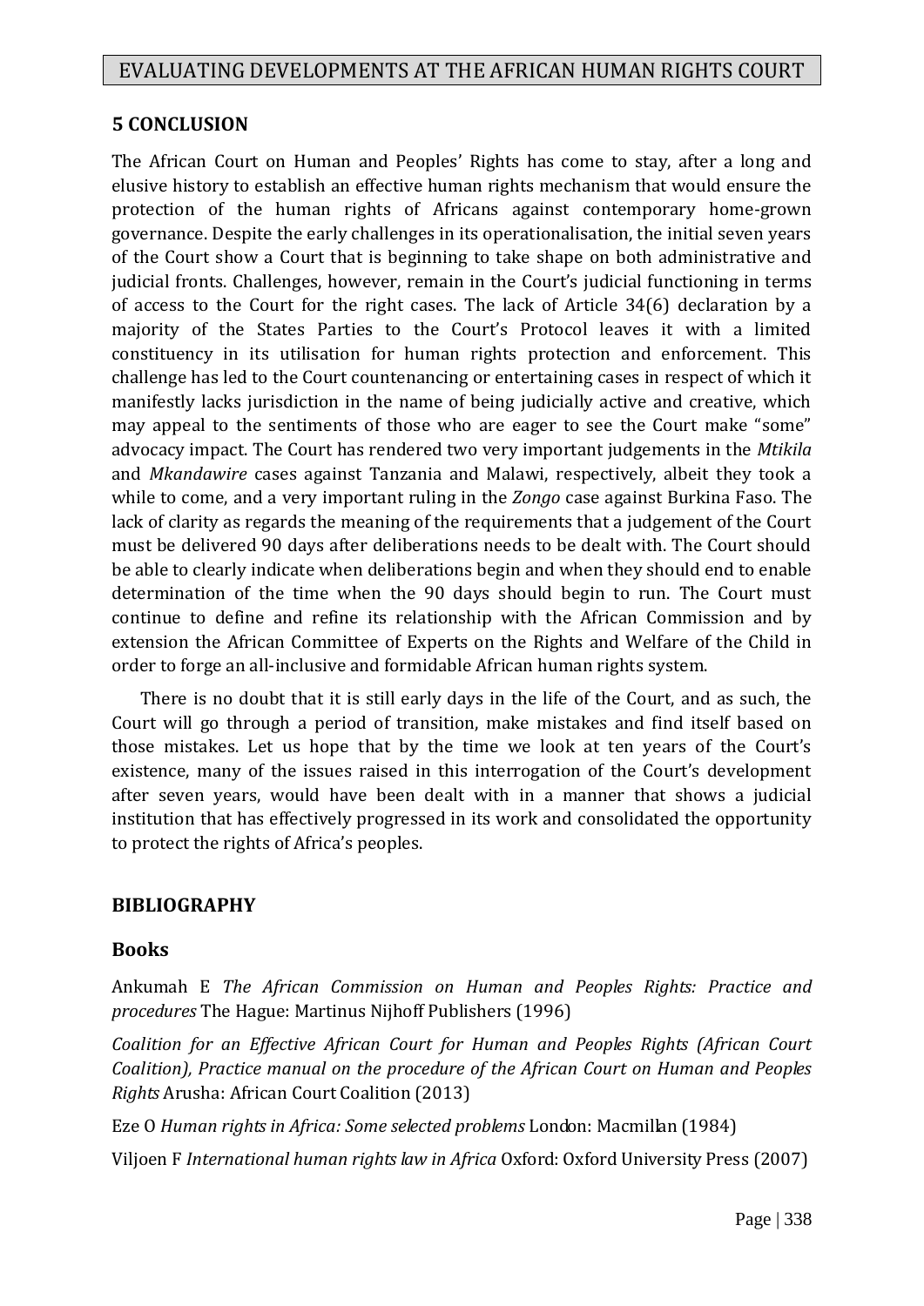## 5 CONCLUSION

The African Court on Human and Peoples' Rights has come to stay, after a long and elusive history to establish an effective human rights mechanism that would ensure the protection of the human rights of Africans against contemporary home-grown governance. Despite the early challenges in its operationalisation, the initial seven years of the Court show a Court that is beginning to take shape on both administrative and judicial fronts. Challenges, however, remain in the Court's judicial functioning in terms of access to the Court for the right cases. The lack of Article 34(6) declaration by a majority of the States Parties to the Court's Protocol leaves it with a limited constituency in its utilisation for human rights protection and enforcement. This challenge has led to the Court countenancing or entertaining cases in respect of which it manifestly lacks jurisdiction in the name of being judicially active and creative, which may appeal to the sentiments of those who are eager to see the Court make "some" advocacy impact. The Court has rendered two very important judgements in the *Mtikila* and *Mkandawire* cases against Tanzania and Malawi, respectively, albeit they took a while to come, and a very important ruling in the *Zongo* case against Burkina Faso. The lack of clarity as regards the meaning of the requirements that a judgement of the Court must be delivered 90 days after deliberations needs to be dealt with. The Court should be able to clearly indicate when deliberations begin and when they should end to enable determination of the time when the 90 days should begin to run. The Court must continue to define and refine its relationship with the African Commission and by extension the African Committee of Experts on the Rights and Welfare of the Child in order to forge an all-inclusive and formidable African human rights system.

There is no doubt that it is still early days in the life of the Court, and as such, the Court will go through a period of transition, make mistakes and find itself based on those mistakes. Let us hope that by the time we look at ten years of the Court's existence, many of the issues raised in this interrogation of the Court's development after seven years, would have been dealt with in a manner that shows a judicial institution that has effectively progressed in its work and consolidated the opportunity to protect the rights of Africa's peoples.

## BIBLIOGRAPHY

### Books

Ankumah E *The African Commission on Human and Peoples Rights: Practice and procedures* The Hague: Martinus Nijhoff Publishers (1996)

*Coalition for an Effective African Court for Human and Peoples Rights (African Court Coalition), Practice manual on the procedure of the African Court on Human and Peoples Rights* Arusha: African Court Coalition (2013)

Eze O *Human rights in Africa: Some selected problems* London: Macmillan (1984)

Viljoen F *International human rights law in Africa* Oxford: Oxford University Press (2007)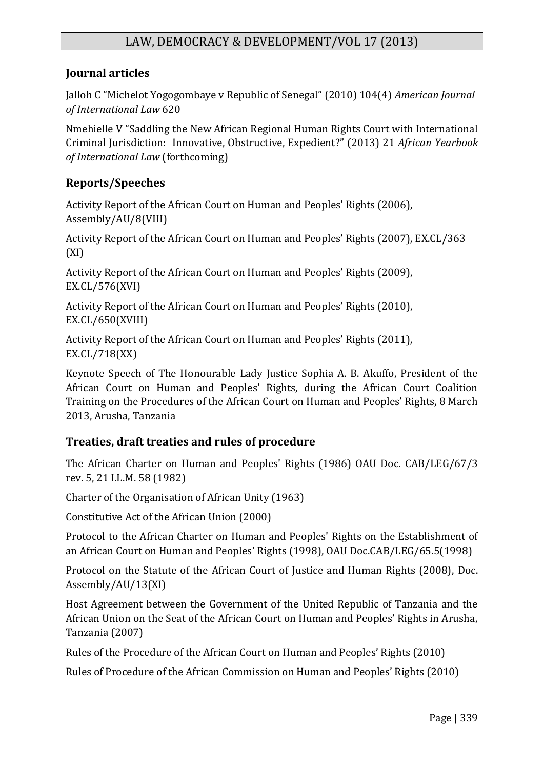## Journal articles

Jalloh C "Michelot Yogogombaye v Republic of Senegal" (2010) 104(4) *American Journal of International Law* 620

Nmehielle V "Saddling the New African Regional Human Rights Court with International Criminal Jurisdiction: Innovative, Obstructive, Expedient?" (2013) 21 *African Yearbook of International Law* (forthcoming)

## Reports/Speeches

Activity Report of the African Court on Human and Peoples' Rights (2006), Assembly/AU/8(VIII)

Activity Report of the African Court on Human and Peoples' Rights (2007), EX.CL/363 (XI)

Activity Report of the African Court on Human and Peoples' Rights (2009), EX.CL/576(XVI)

Activity Report of the African Court on Human and Peoples' Rights (2010), EX.CL/650(XVIII)

Activity Report of the African Court on Human and Peoples' Rights (2011), EX.CL/718(XX)

Keynote Speech of The Honourable Lady Justice Sophia A. B. Akuffo, President of the African Court on Human and Peoples' Rights, during the African Court Coalition Training on the Procedures of the African Court on Human and Peoples' Rights, 8 March 2013, Arusha, Tanzania

## Treaties, draft treaties and rules of procedure

The African Charter on Human and Peoples' Rights (1986) OAU Doc. CAB/LEG/67/3 rev. 5, 21 I.L.M. 58 (1982)

Charter of the Organisation of African Unity (1963)

Constitutive Act of the African Union (2000)

Protocol to the African Charter on Human and Peoples' Rights on the Establishment of an African Court on Human and Peoples' Rights (1998), OAU Doc.CAB/LEG/65.5(1998)

Protocol on the Statute of the African Court of Justice and Human Rights (2008), Doc. Assembly/AU/13(XI)

Host Agreement between the Government of the United Republic of Tanzania and the African Union on the Seat of the African Court on Human and Peoples' Rights in Arusha, Tanzania (2007)

Rules of the Procedure of the African Court on Human and Peoples' Rights (2010)

Rules of Procedure of the African Commission on Human and Peoples' Rights (2010)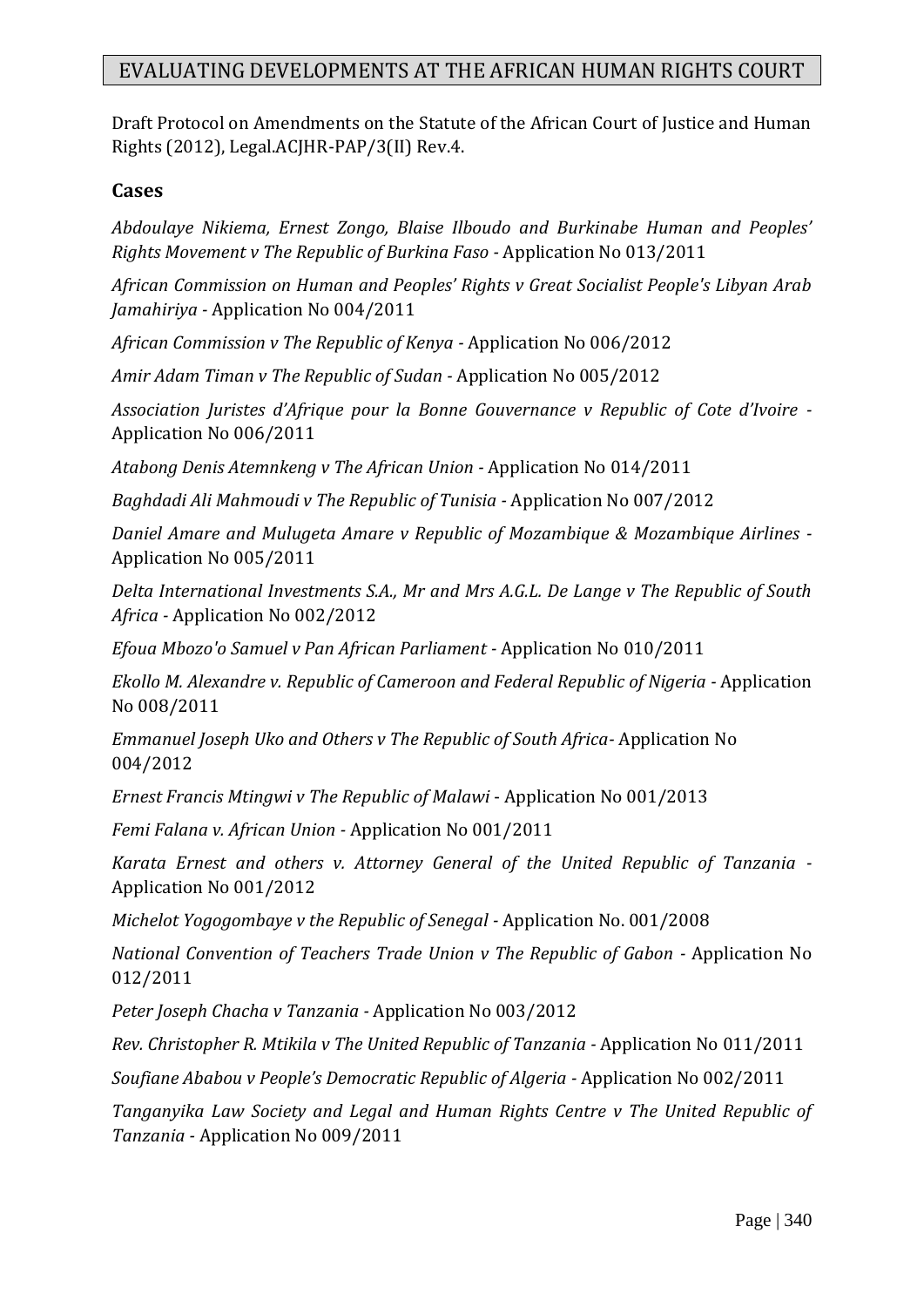Draft Protocol on Amendments on the Statute of the African Court of Justice and Human Rights (2012), Legal.ACJHR-PAP/3(II) Rev.4.

## Cases

*Abdoulaye Nikiema, Ernest Zongo, Blaise Ilboudo and Burkinabe Human and Peoples' Rights Movement v The Republic of Burkina Faso* - Application No 013/2011

*African Commission on Human and Peoples' Rights v Great Socialist People's Libyan Arab Jamahiriya* - Application No 004/2011

*African Commission v The Republic of Kenya* - Application No 006/2012

*Amir Adam Timan v The Republic of Sudan* - Application No 005/2012

*Association Juristes d'Afrique pour la Bonne Gouvernance v Republic of Cote d'Ivoire* - Application No 006/2011

*Atabong Denis Atemnkeng v The African Union* - Application No 014/2011

*Baghdadi Ali Mahmoudi v The Republic of Tunisia* - Application No 007/2012

*Daniel Amare and Mulugeta Amare v Republic of Mozambique & Mozambique Airlines* - Application No 005/2011

*Delta International Investments S.A., Mr and Mrs A.G.L. De Lange v The Republic of South Africa* - Application No 002/2012

*Efoua Mbozo'o Samuel v Pan African Parliament* - Application No 010/2011

*Ekollo M. Alexandre v. Republic of Cameroon and Federal Republic of Nigeria* - Application No 008/2011

*Emmanuel Joseph Uko and Others v The Republic of South Africa*- Application No 004/2012

*Ernest Francis Mtingwi v The Republic of Malawi* - Application No 001/2013

*Femi Falana v. African Union* - Application No 001/2011

*Karata Ernest and others v. Attorney General of the United Republic of Tanzania* - Application No 001/2012

*Michelot Yogogombaye v the Republic of Senegal* - Application No. 001/2008

*National Convention of Teachers Trade Union v The Republic of Gabon* - Application No 012/2011

*Peter Joseph Chacha v Tanzania* - Application No 003/2012

*Rev. Christopher R. Mtikila v The United Republic of Tanzania* - Application No 011/2011

*Soufiane Ababou v People's Democratic Republic of Algeria* - Application No 002/2011

*Tanganyika Law Society and Legal and Human Rights Centre v The United Republic of Tanzania* - Application No 009/2011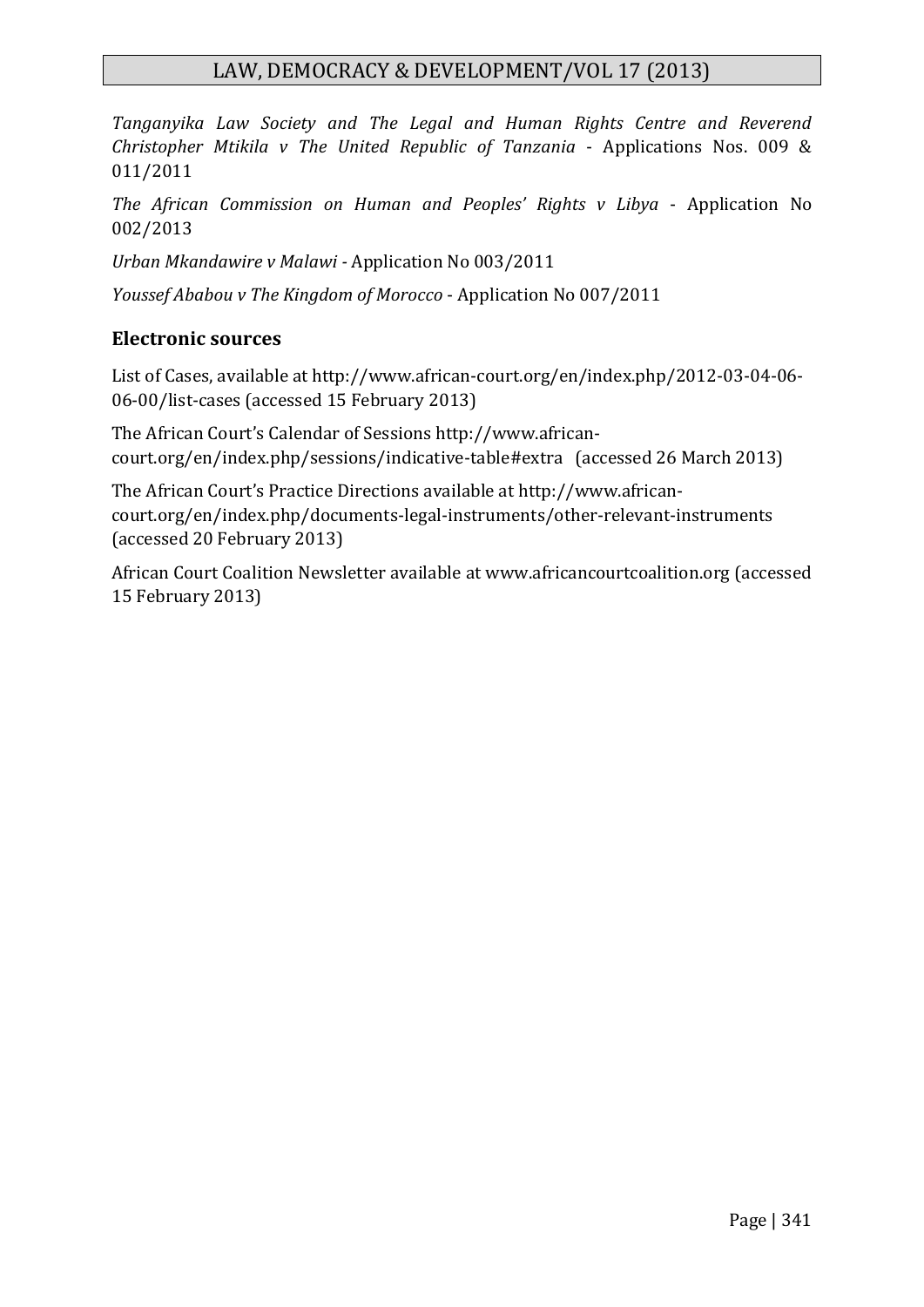*Tanganyika Law Society and The Legal and Human Rights Centre and Reverend Christopher Mtikila v The United Republic of Tanzania* - Applications Nos. 009 & 011/2011

*The African Commission on Human and Peoples' Rights v Libya* - Application No 002/2013

*Urban Mkandawire v Malawi* - Application No 003/2011

*Youssef Ababou v The Kingdom of Morocco* - Application No 007/2011

## Electronic sources

List of Cases, available at http://www.african-court.org/en/index.php/2012-03-04-06-06-00/list-cases (accessed 15 February 2013)

The African Court's Calendar of Sessions http://www.african-court.org/en/index.php/sessions/indicative-table#extra (accessed 26 March 2013)

The African Court's Practice Directions available at http://www.african-court.org/en/index.php/documents-legal-instruments/other-relevant-instruments (accessed 20 February 2013)

African Court Coalition Newsletter available at www.africancourtcoalition.org (accessed 15 February 2013)